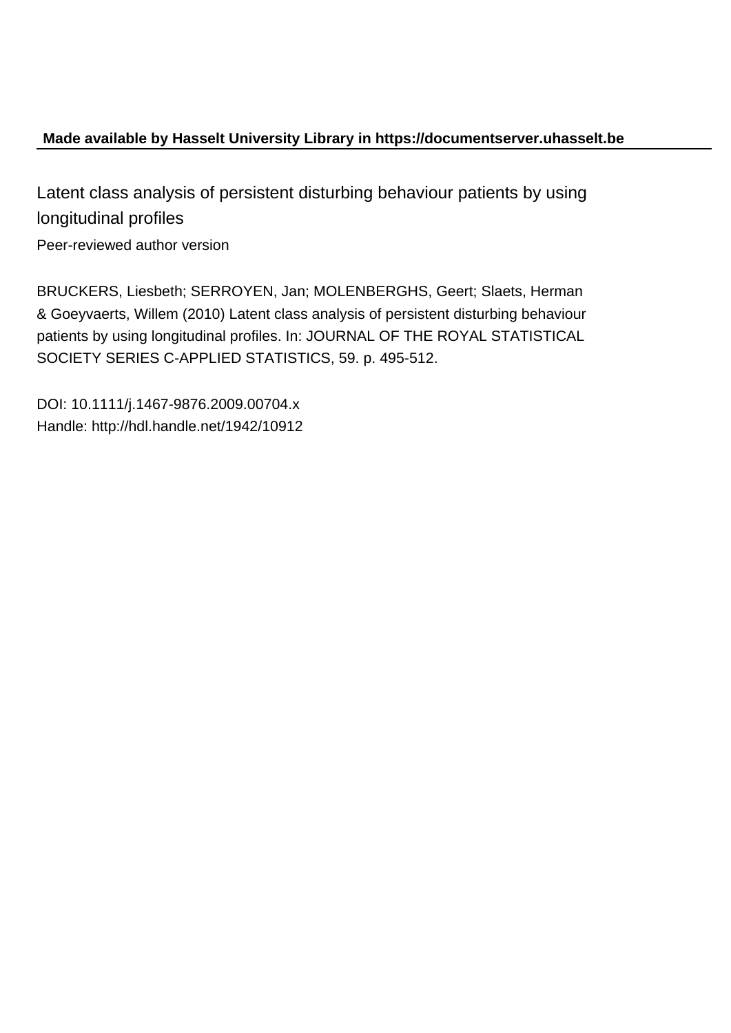**Made available by Hasselt University Library in https://documentserver.uhasselt.be**

# Latent class analysis of persistent disturbing behaviour patients by using longitudinal profiles

Peer-reviewed author version

BRUCKERS, Liesbeth; SERROYEN, Jan; MOLENBERGHS, Geert; Slaets, Herman & Goeyvaerts, Willem (2010) Latent class analysis of persistent disturbing behaviour patients by using longitudinal profiles. In: JOURNAL OF THE ROYAL STATISTICAL SOCIETY SERIES C-APPLIED STATISTICS, 59. p. 495-512.

DOI: 10.1111/j.1467-9876.2009.00704.x
Handle: http://hdl.handle.net/1942/10912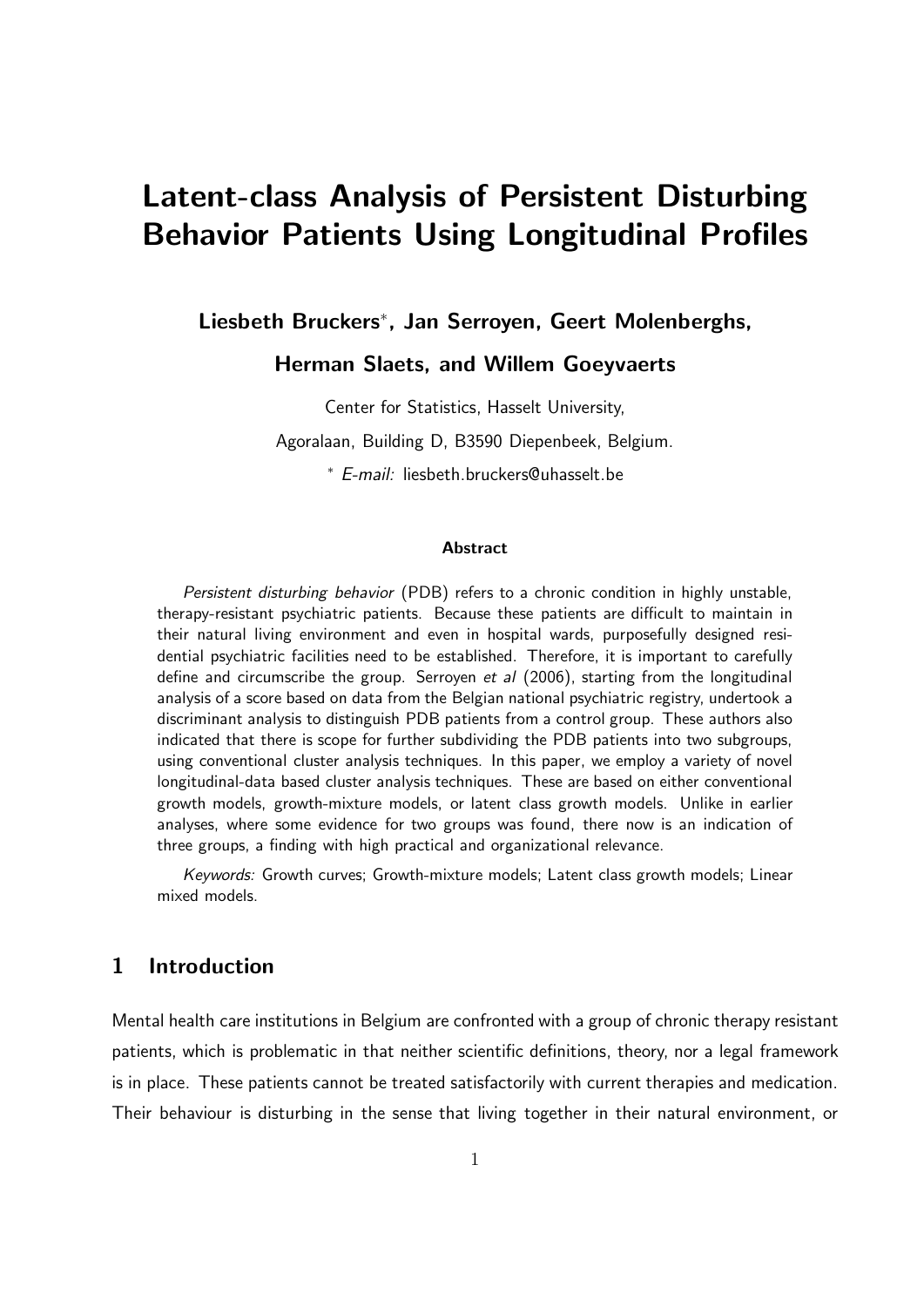# Latent-class Analysis of Persistent Disturbing Behavior Patients Using Longitudinal Profiles

**Liesbeth Bruckers***, **Jan Serroyen, Geert Molenberghs,**

**Herman Slaets, and Willem Goeyvaerts**

Center for Statistics, Hasselt University,

Agoralaan, Building D, B3590 Diepenbeek, Belgium.

* *E-mail:* liesbeth.bruckers@uhasselt.be

#### Abstract

*Persistent disturbing behavior* (PDB) refers to a chronic condition in highly unstable, therapy-resistant psychiatric patients. Because these patients are difficult to maintain in their natural living environment and even in hospital wards, purposefully designed residential psychiatric facilities need to be established. Therefore, it is important to carefully define and circumscribe the group. Serroyen *et al* (2006), starting from the longitudinal analysis of a score based on data from the Belgian national psychiatric registry, undertook a discriminant analysis to distinguish PDB patients from a control group. These authors also indicated that there is scope for further subdividing the PDB patients into two subgroups, using conventional cluster analysis techniques. In this paper, we employ a variety of novel longitudinal-data based cluster analysis techniques. These are based on either conventional growth models, growth-mixture models, or latent class growth models. Unlike in earlier analyses, where some evidence for two groups was found, there now is an indication of three groups, a finding with high practical and organizational relevance.

*Keywords:* Growth curves; Growth-mixture models; Latent class growth models; Linear mixed models.

## 1 Introduction

Mental health care institutions in Belgium are confronted with a group of chronic therapy resistant patients, which is problematic in that neither scientific definitions, theory, nor a legal framework is in place. These patients cannot be treated satisfactorily with current therapies and medication. Their behaviour is disturbing in the sense that living together in their natural environment, or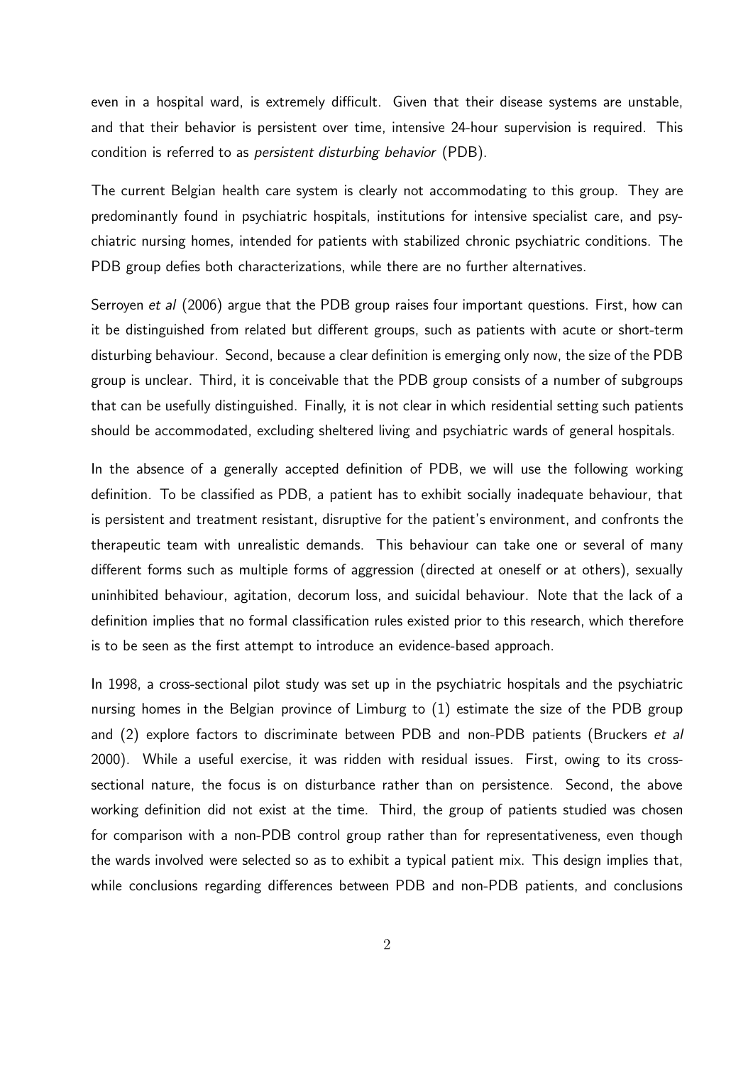even in a hospital ward, is extremely difficult. Given that their disease systems are unstable, and that their behavior is persistent over time, intensive 24-hour supervision is required. This condition is referred to as *persistent disturbing behavior* (PDB).

The current Belgian health care system is clearly not accommodating to this group. They are predominantly found in psychiatric hospitals, institutions for intensive specialist care, and psychiatric nursing homes, intended for patients with stabilized chronic psychiatric conditions. The PDB group defies both characterizations, while there are no further alternatives.

Serroyen *et al* (2006) argue that the PDB group raises four important questions. First, how can it be distinguished from related but different groups, such as patients with acute or short-term disturbing behaviour. Second, because a clear definition is emerging only now, the size of the PDB group is unclear. Third, it is conceivable that the PDB group consists of a number of subgroups that can be usefully distinguished. Finally, it is not clear in which residential setting such patients should be accommodated, excluding sheltered living and psychiatric wards of general hospitals.

In the absence of a generally accepted definition of PDB, we will use the following working definition. To be classified as PDB, a patient has to exhibit socially inadequate behaviour, that is persistent and treatment resistant, disruptive for the patient's environment, and confronts the therapeutic team with unrealistic demands. This behaviour can take one or several of many different forms such as multiple forms of aggression (directed at oneself or at others), sexually uninhibited behaviour, agitation, decorum loss, and suicidal behaviour. Note that the lack of a definition implies that no formal classification rules existed prior to this research, which therefore is to be seen as the first attempt to introduce an evidence-based approach.

In 1998, a cross-sectional pilot study was set up in the psychiatric hospitals and the psychiatric nursing homes in the Belgian province of Limburg to (1) estimate the size of the PDB group and (2) explore factors to discriminate between PDB and non-PDB patients (Bruckers *et al* 2000). While a useful exercise, it was ridden with residual issues. First, owing to its cross-sectional nature, the focus is on disturbance rather than on persistence. Second, the above working definition did not exist at the time. Third, the group of patients studied was chosen for comparison with a non-PDB control group rather than for representativeness, even though the wards involved were selected so as to exhibit a typical patient mix. This design implies that, while conclusions regarding differences between PDB and non-PDB patients, and conclusions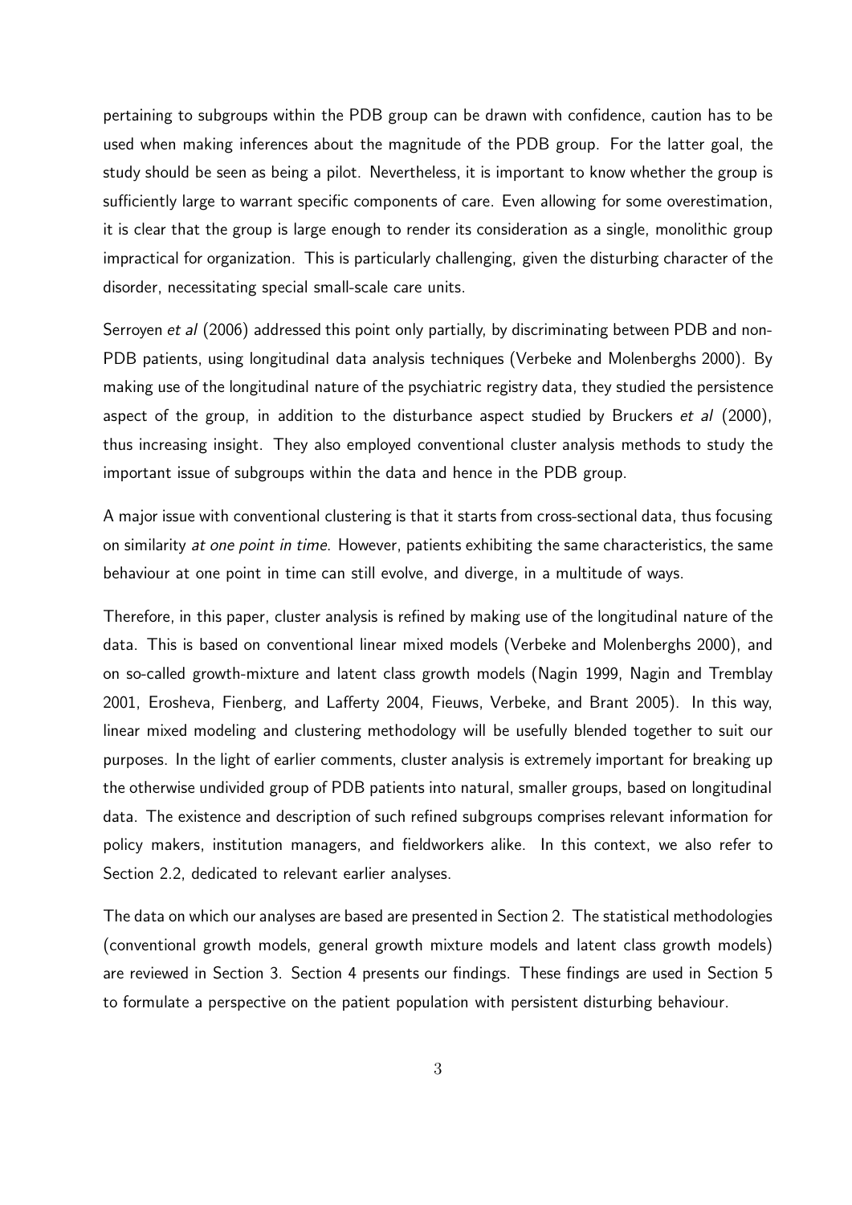pertaining to subgroups within the PDB group can be drawn with confidence, caution has to be used when making inferences about the magnitude of the PDB group. For the latter goal, the study should be seen as being a pilot. Nevertheless, it is important to know whether the group is sufficiently large to warrant specific components of care. Even allowing for some overestimation, it is clear that the group is large enough to render its consideration as a single, monolithic group impractical for organization. This is particularly challenging, given the disturbing character of the disorder, necessitating special small-scale care units.

Serroyen *et al* (2006) addressed this point only partially, by discriminating between PDB and non-PDB patients, using longitudinal data analysis techniques (Verbeke and Molenberghs 2000). By making use of the longitudinal nature of the psychiatric registry data, they studied the persistence aspect of the group, in addition to the disturbance aspect studied by Bruckers *et al* (2000), thus increasing insight. They also employed conventional cluster analysis methods to study the important issue of subgroups within the data and hence in the PDB group.

A major issue with conventional clustering is that it starts from cross-sectional data, thus focusing on similarity *at one point in time*. However, patients exhibiting the same characteristics, the same behaviour at one point in time can still evolve, and diverge, in a multitude of ways.

Therefore, in this paper, cluster analysis is refined by making use of the longitudinal nature of the data. This is based on conventional linear mixed models (Verbeke and Molenberghs 2000), and on so-called growth-mixture and latent class growth models (Nagin 1999, Nagin and Tremblay 2001, Erosheva, Fienberg, and Lafferty 2004, Fieuws, Verbeke, and Brant 2005). In this way, linear mixed modeling and clustering methodology will be usefully blended together to suit our purposes. In the light of earlier comments, cluster analysis is extremely important for breaking up the otherwise undivided group of PDB patients into natural, smaller groups, based on longitudinal data. The existence and description of such refined subgroups comprises relevant information for policy makers, institution managers, and fieldworkers alike. In this context, we also refer to Section 2.2, dedicated to relevant earlier analyses.

The data on which our analyses are based are presented in Section 2. The statistical methodologies (conventional growth models, general growth mixture models and latent class growth models) are reviewed in Section 3. Section 4 presents our findings. These findings are used in Section 5 to formulate a perspective on the patient population with persistent disturbing behaviour.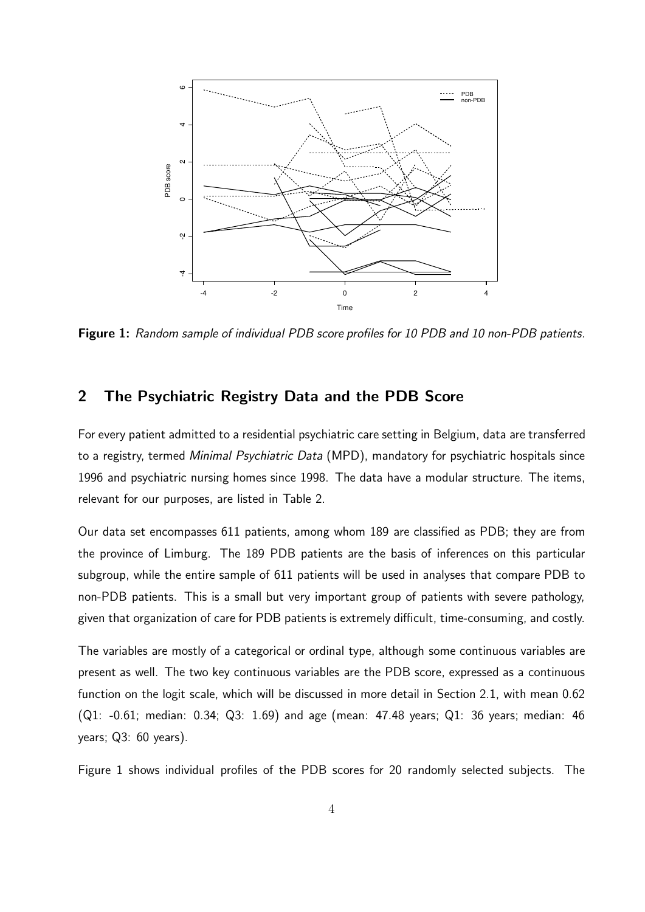**Figure 1:** *Random sample of individual PDB score profiles for 10 PDB and 10 non-PDB patients.*

## 2 The Psychiatric Registry Data and the PDB Score

For every patient admitted to a residential psychiatric care setting in Belgium, data are transferred to a registry, termed *Minimal Psychiatric Data* (MPD), mandatory for psychiatric hospitals since 1996 and psychiatric nursing homes since 1998. The data have a modular structure. The items, relevant for our purposes, are listed in Table 2.

Our data set encompasses 611 patients, among whom 189 are classified as PDB; they are from the province of Limburg. The 189 PDB patients are the basis of inferences on this particular subgroup, while the entire sample of 611 patients will be used in analyses that compare PDB to non-PDB patients. This is a small but very important group of patients with severe pathology, given that organization of care for PDB patients is extremely difficult, time-consuming, and costly.

The variables are mostly of a categorical or ordinal type, although some continuous variables are present as well. The two key continuous variables are the PDB score, expressed as a continuous function on the logit scale, which will be discussed in more detail in Section 2.1, with mean 0.62 (Q1: -0.61; median: 0.34; Q3: 1.69) and age (mean: 47.48 years; Q1: 36 years; median: 46 years; Q3: 60 years).

Figure 1 shows individual profiles of the PDB scores for 20 randomly selected subjects. The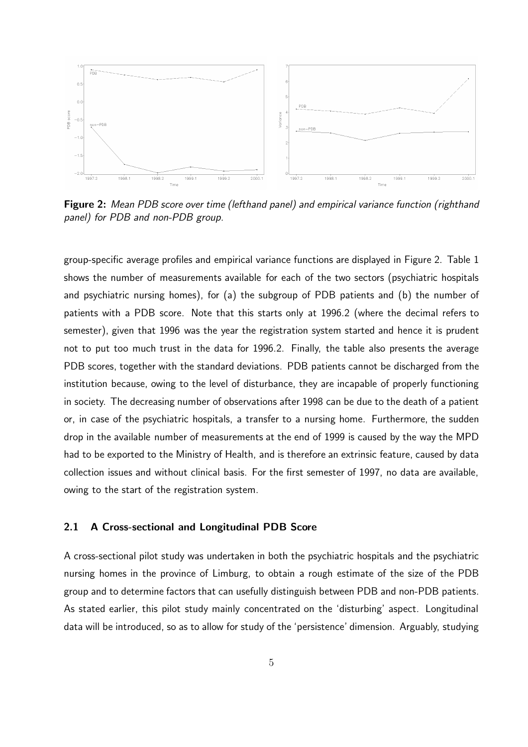**Figure 2:** *Mean PDB score over time (lefthand panel) and empirical variance function (righthand panel) for PDB and non-PDB group.*

group-specific average profiles and empirical variance functions are displayed in Figure 2. Table 1 shows the number of measurements available for each of the two sectors (psychiatric hospitals and psychiatric nursing homes), for (a) the subgroup of PDB patients and (b) the number of patients with a PDB score. Note that this starts only at 1996.2 (where the decimal refers to semester), given that 1996 was the year the registration system started and hence it is prudent not to put too much trust in the data for 1996.2. Finally, the table also presents the average PDB scores, together with the standard deviations. PDB patients cannot be discharged from the institution because, owing to the level of disturbance, they are incapable of properly functioning in society. The decreasing number of observations after 1998 can be due to the death of a patient or, in case of the psychiatric hospitals, a transfer to a nursing home. Furthermore, the sudden drop in the available number of measurements at the end of 1999 is caused by the way the MPD had to be exported to the Ministry of Health, and is therefore an extrinsic feature, caused by data collection issues and without clinical basis. For the first semester of 1997, no data are available, owing to the start of the registration system.

## 2.1 A Cross-sectional and Longitudinal PDB Score

A cross-sectional pilot study was undertaken in both the psychiatric hospitals and the psychiatric nursing homes in the province of Limburg, to obtain a rough estimate of the size of the PDB group and to determine factors that can usefully distinguish between PDB and non-PDB patients. As stated earlier, this pilot study mainly concentrated on the 'disturbing' aspect. Longitudinal data will be introduced, so as to allow for study of the 'persistence' dimension. Arguably, studying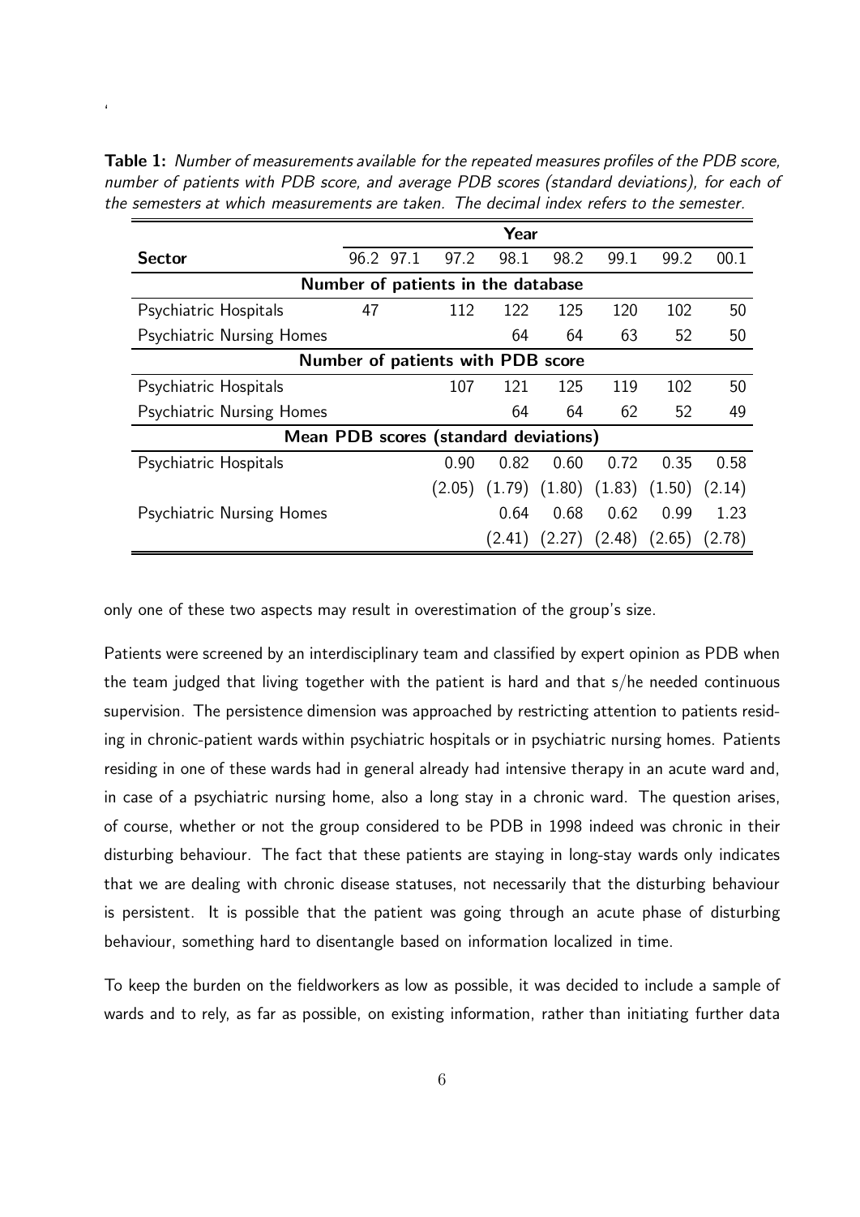**Table 1:** *Number of measurements available for the repeated measures profiles of the PDB score, number of patients with PDB score, and average PDB scores (standard deviations), for each of the semesters at which measurements are taken. The decimal index refers to the semester.*

| | **Year** | | | | | | | |
|---|---|---|---|---|---|---|---|---|
| **Sector** | 96.2 | 97.1 | 97.2 | 98.1 | 98.2 | 99.1 | 99.2 | 00.1 |
| **Number of patients in the database** | | | | | | | | |
| Psychiatric Hospitals | 47 | | 112 | 122 | 125 | 120 | 102 | 50 |
| Psychiatric Nursing Homes | | | | 64 | 64 | 63 | 52 | 50 |
| **Number of patients with PDB score** | | | | | | | | |
| Psychiatric Hospitals | | | 107 | 121 | 125 | 119 | 102 | 50 |
| Psychiatric Nursing Homes | | | | 64 | 64 | 62 | 52 | 49 |
| **Mean PDB scores (standard deviations)** | | | | | | | | |
| Psychiatric Hospitals | | | 0.90 | 0.82 | 0.60 | 0.72 | 0.35 | 0.58 |
| | | | (2.05) | (1.79) | (1.80) | (1.83) | (1.50) | (2.14) |
| Psychiatric Nursing Homes | | | | 0.64 | 0.68 | 0.62 | 0.99 | 1.23 |
| | | | | (2.41) | (2.27) | (2.48) | (2.65) | (2.78) |

only one of these two aspects may result in overestimation of the group's size.

Patients were screened by an interdisciplinary team and classified by expert opinion as PDB when the team judged that living together with the patient is hard and that s/he needed continuous supervision. The persistence dimension was approached by restricting attention to patients residing in chronic-patient wards within psychiatric hospitals or in psychiatric nursing homes. Patients residing in one of these wards had in general already had intensive therapy in an acute ward and, in case of a psychiatric nursing home, also a long stay in a chronic ward. The question arises, of course, whether or not the group considered to be PDB in 1998 indeed was chronic in their disturbing behaviour. The fact that these patients are staying in long-stay wards only indicates that we are dealing with chronic disease statuses, not necessarily that the disturbing behaviour is persistent. It is possible that the patient was going through an acute phase of disturbing behaviour, something hard to disentangle based on information localized in time.

To keep the burden on the fieldworkers as low as possible, it was decided to include a sample of wards and to rely, as far as possible, on existing information, rather than initiating further data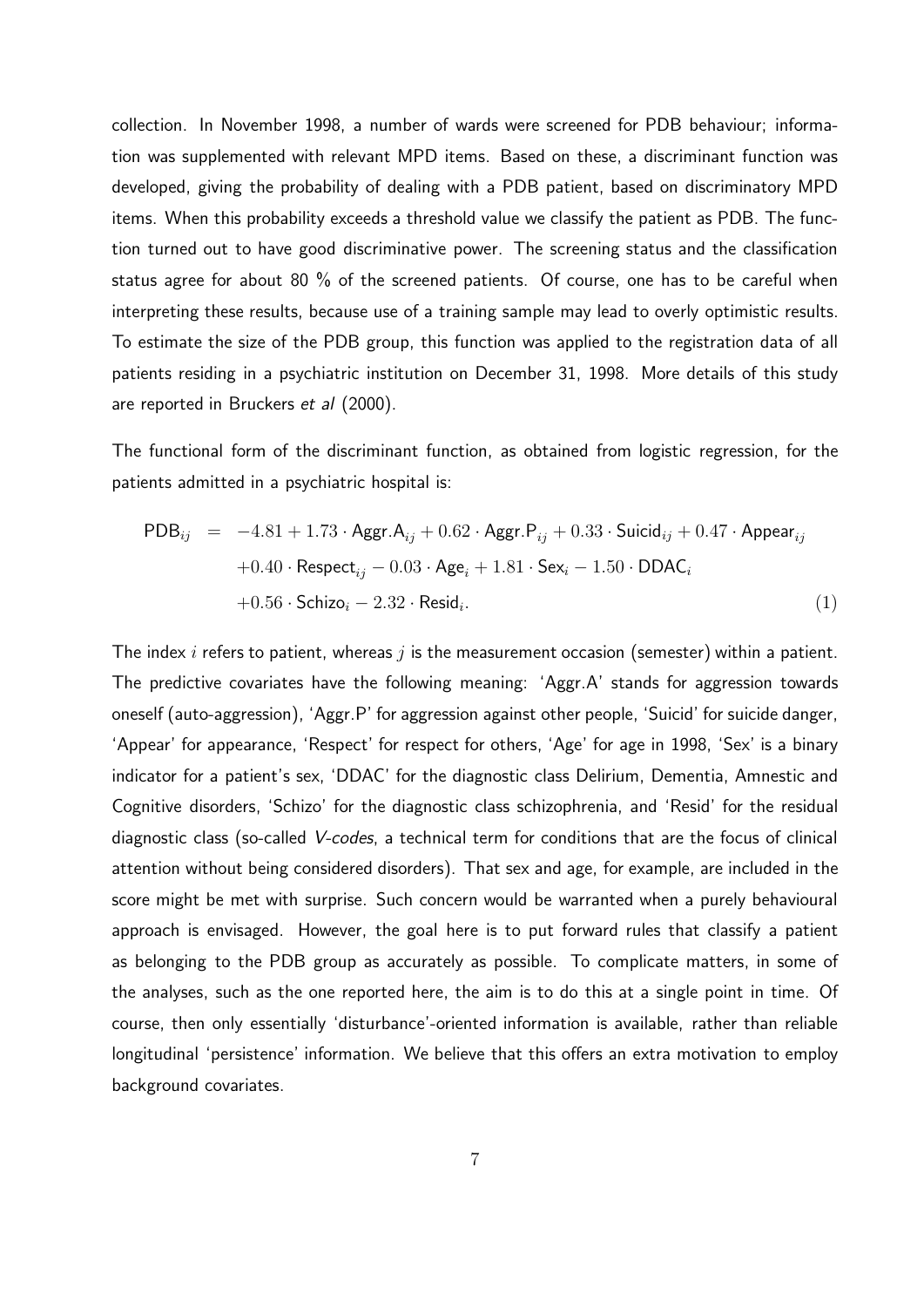collection. In November 1998, a number of wards were screened for PDB behaviour; information was supplemented with relevant MPD items. Based on these, a discriminant function was developed, giving the probability of dealing with a PDB patient, based on discriminatory MPD items. When this probability exceeds a threshold value we classify the patient as PDB. The function turned out to have good discriminative power. The screening status and the classification status agree for about 80 % of the screened patients. Of course, one has to be careful when interpreting these results, because use of a training sample may lead to overly optimistic results. To estimate the size of the PDB group, this function was applied to the registration data of all patients residing in a psychiatric institution on December 31, 1998. More details of this study are reported in Bruckers *et al* (2000).

The functional form of the discriminant function, as obtained from logistic regression, for the patients admitted in a psychiatric hospital is:

$$
\begin{aligned}
\mathsf{PDB}_{ij} \;=\; & -4.81 + 1.73 \cdot \mathsf{Aggr.A}_{ij} + 0.62 \cdot \mathsf{Aggr.P}_{ij} + 0.33 \cdot \mathsf{Suicid}_{ij} + 0.47 \cdot \mathsf{Appear}_{ij} \\
& + 0.40 \cdot \mathsf{Respect}_{ij} - 0.03 \cdot \mathsf{Age}_{i} + 1.81 \cdot \mathsf{Sex}_{i} - 1.50 \cdot \mathsf{DDAC}_{i} \\
& + 0.56 \cdot \mathsf{Schizo}_{i} - 2.32 \cdot \mathsf{Resid}_{i}.
\end{aligned} \tag{1}
$$

The index $i$ refers to patient, whereas $j$ is the measurement occasion (semester) within a patient. The predictive covariates have the following meaning: 'Aggr.A' stands for aggression towards oneself (auto-aggression), 'Aggr.P' for aggression against other people, 'Suicid' for suicide danger, 'Appear' for appearance, 'Respect' for respect for others, 'Age' for age in 1998, 'Sex' is a binary indicator for a patient's sex, 'DDAC' for the diagnostic class Delirium, Dementia, Amnestic and Cognitive disorders, 'Schizo' for the diagnostic class schizophrenia, and 'Resid' for the residual diagnostic class (so-called *V-codes*, a technical term for conditions that are the focus of clinical attention without being considered disorders). That sex and age, for example, are included in the score might be met with surprise. Such concern would be warranted when a purely behavioural approach is envisaged. However, the goal here is to put forward rules that classify a patient as belonging to the PDB group as accurately as possible. To complicate matters, in some of the analyses, such as the one reported here, the aim is to do this at a single point in time. Of course, then only essentially 'disturbance'-oriented information is available, rather than reliable longitudinal 'persistence' information. We believe that this offers an extra motivation to employ background covariates.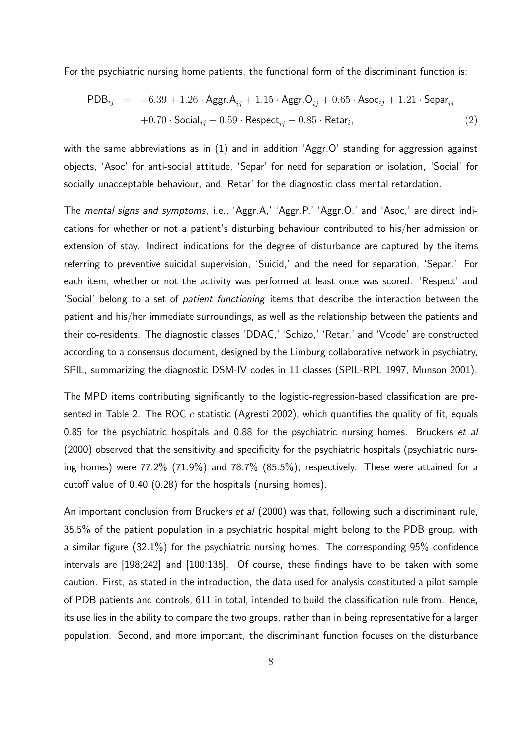For the psychiatric nursing home patients, the functional form of the discriminant function is:

$$
\begin{aligned}
\mathsf{PDB}_{ij} \; &= \; -6.39 + 1.26 \cdot \mathsf{Aggr.A}_{ij} + 1.15 \cdot \mathsf{Aggr.O}_{ij} + 0.65 \cdot \mathsf{Asoc}_{ij} + 1.21 \cdot \mathsf{Separ}_{ij} \\
&\quad +0.70 \cdot \mathsf{Social}_{ij} + 0.59 \cdot \mathsf{Respect}_{ij} - 0.85 \cdot \mathsf{Retar}_{i}, \qquad (2)
\end{aligned}
$$

with the same abbreviations as in (1) and in addition 'Aggr.O' standing for aggression against objects, 'Asoc' for anti-social attitude, 'Separ' for need for separation or isolation, 'Social' for socially unacceptable behaviour, and 'Retar' for the diagnostic class mental retardation.

The *mental signs and symptoms*, i.e., 'Aggr.A,' 'Aggr.P,' 'Aggr.O,' and 'Asoc,' are direct indications for whether or not a patient's disturbing behaviour contributed to his/her admission or extension of stay. Indirect indications for the degree of disturbance are captured by the items referring to preventive suicidal supervision, 'Suicid,' and the need for separation, 'Separ.' For each item, whether or not the activity was performed at least once was scored. 'Respect' and 'Social' belong to a set of *patient functioning* items that describe the interaction between the patient and his/her immediate surroundings, as well as the relationship between the patients and their co-residents. The diagnostic classes 'DDAC,' 'Schizo,' 'Retar,' and 'Vcode' are constructed according to a consensus document, designed by the Limburg collaborative network in psychiatry, SPIL, summarizing the diagnostic DSM-IV codes in 11 classes (SPIL-RPL 1997, Munson 2001).

The MPD items contributing significantly to the logistic-regression-based classification are presented in Table 2. The ROC $c$ statistic (Agresti 2002), which quantifies the quality of fit, equals 0.85 for the psychiatric hospitals and 0.88 for the psychiatric nursing homes. Bruckers *et al* (2000) observed that the sensitivity and specificity for the psychiatric hospitals (psychiatric nursing homes) were 77.2% (71.9%) and 78.7% (85.5%), respectively. These were attained for a cutoff value of 0.40 (0.28) for the hospitals (nursing homes).

An important conclusion from Bruckers *et al* (2000) was that, following such a discriminant rule, 35.5% of the patient population in a psychiatric hospital might belong to the PDB group, with a similar figure (32.1%) for the psychiatric nursing homes. The corresponding 95% confidence intervals are [198;242] and [100;135]. Of course, these findings have to be taken with some caution. First, as stated in the introduction, the data used for analysis constituted a pilot sample of PDB patients and controls, 611 in total, intended to build the classification rule from. Hence, its use lies in the ability to compare the two groups, rather than in being representative for a larger population. Second, and more important, the discriminant function focuses on the disturbance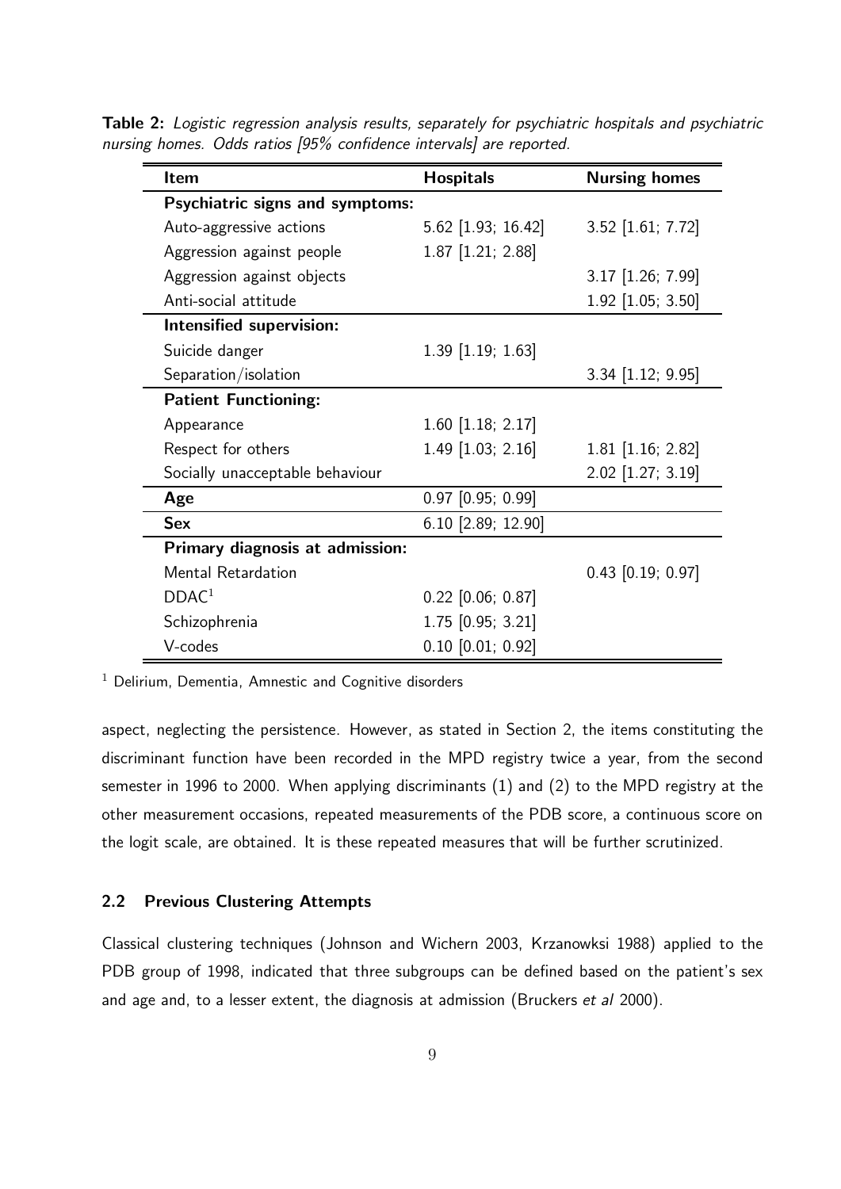**Table 2:** *Logistic regression analysis results, separately for psychiatric hospitals and psychiatric nursing homes. Odds ratios [95% confidence intervals] are reported.*

| Item | Hospitals | Nursing homes |
|---|---|---|
| **Psychiatric signs and symptoms:** | | |
| Auto-aggressive actions | 5.62 [1.93; 16.42] | 3.52 [1.61; 7.72] |
| Aggression against people | 1.87 [1.21; 2.88] | |
| Aggression against objects | | 3.17 [1.26; 7.99] |
| Anti-social attitude | | 1.92 [1.05; 3.50] |
| **Intensified supervision:** | | |
| Suicide danger | 1.39 [1.19; 1.63] | |
| Separation/isolation | | 3.34 [1.12; 9.95] |
| **Patient Functioning:** | | |
| Appearance | 1.60 [1.18; 2.17] | |
| Respect for others | 1.49 [1.03; 2.16] | 1.81 [1.16; 2.82] |
| Socially unacceptable behaviour | | 2.02 [1.27; 3.19] |
| **Age** | 0.97 [0.95; 0.99] | |
| **Sex** | 6.10 [2.89; 12.90] | |
| **Primary diagnosis at admission:** | | |
| Mental Retardation | | 0.43 [0.19; 0.97] |
| DDAC[1] | 0.22 [0.06; 0.87] | |
| Schizophrenia | 1.75 [0.95; 3.21] | |
| V-codes | 0.10 [0.01; 0.92] | |

[1] Delirium, Dementia, Amnestic and Cognitive disorders

aspect, neglecting the persistence. However, as stated in Section 2, the items constituting the discriminant function have been recorded in the MPD registry twice a year, from the second semester in 1996 to 2000. When applying discriminants (1) and (2) to the MPD registry at the other measurement occasions, repeated measurements of the PDB score, a continuous score on the logit scale, are obtained. It is these repeated measures that will be further scrutinized.

### 2.2 Previous Clustering Attempts

Classical clustering techniques (Johnson and Wichern 2003, Krzanowksi 1988) applied to the PDB group of 1998, indicated that three subgroups can be defined based on the patient's sex and age and, to a lesser extent, the diagnosis at admission (Bruckers *et al* 2000).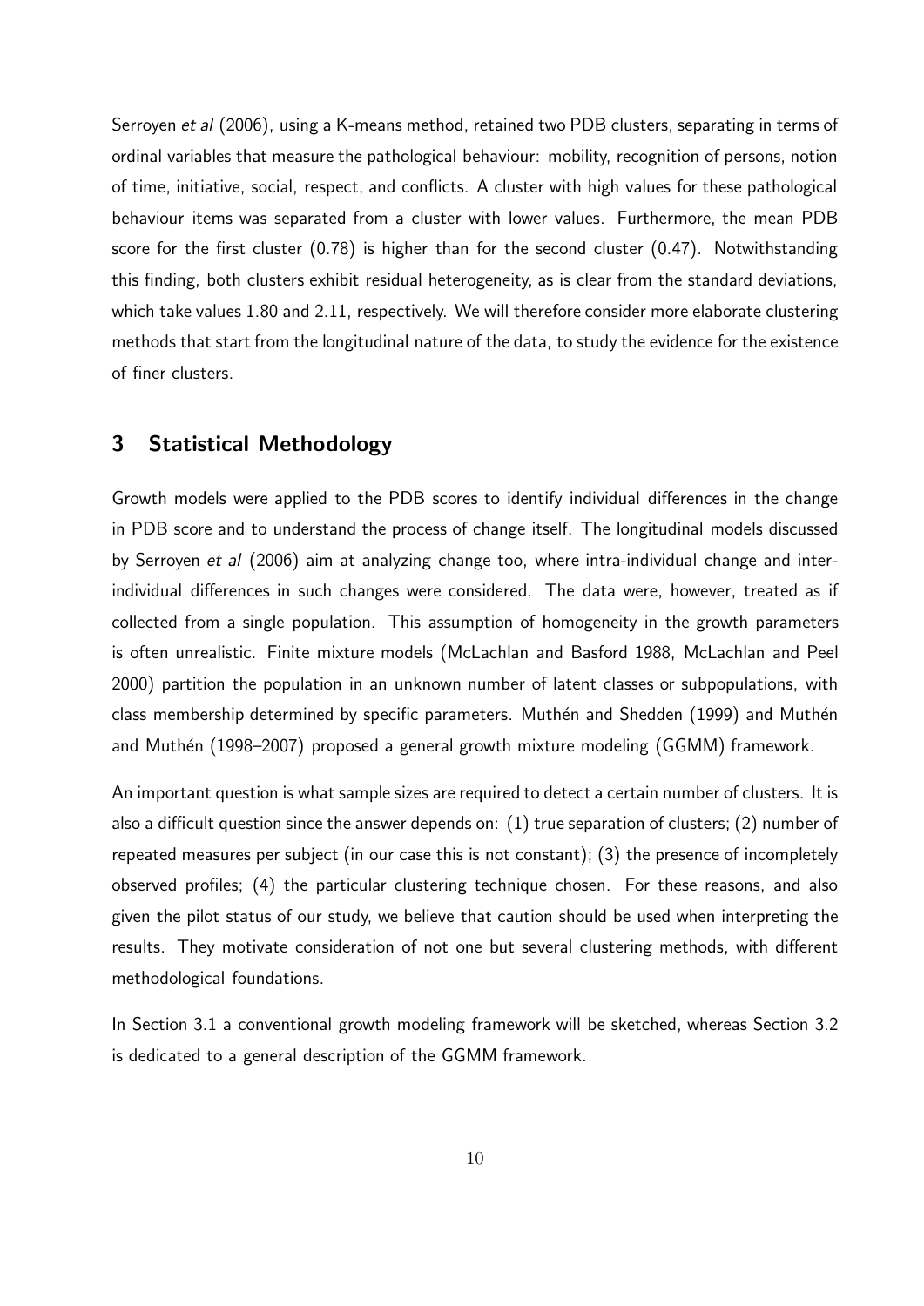Serroyen *et al* (2006), using a K-means method, retained two PDB clusters, separating in terms of ordinal variables that measure the pathological behaviour: mobility, recognition of persons, notion of time, initiative, social, respect, and conflicts. A cluster with high values for these pathological behaviour items was separated from a cluster with lower values. Furthermore, the mean PDB score for the first cluster (0.78) is higher than for the second cluster (0.47). Notwithstanding this finding, both clusters exhibit residual heterogeneity, as is clear from the standard deviations, which take values 1.80 and 2.11, respectively. We will therefore consider more elaborate clustering methods that start from the longitudinal nature of the data, to study the evidence for the existence of finer clusters.

## 3 Statistical Methodology

Growth models were applied to the PDB scores to identify individual differences in the change in PDB score and to understand the process of change itself. The longitudinal models discussed by Serroyen *et al* (2006) aim at analyzing change too, where intra-individual change and inter-individual differences in such changes were considered. The data were, however, treated as if collected from a single population. This assumption of homogeneity in the growth parameters is often unrealistic. Finite mixture models (McLachlan and Basford 1988, McLachlan and Peel 2000) partition the population in an unknown number of latent classes or subpopulations, with class membership determined by specific parameters. Muthén and Shedden (1999) and Muthén and Muthén (1998–2007) proposed a general growth mixture modeling (GGMM) framework.

An important question is what sample sizes are required to detect a certain number of clusters. It is also a difficult question since the answer depends on: (1) true separation of clusters; (2) number of repeated measures per subject (in our case this is not constant); (3) the presence of incompletely observed profiles; (4) the particular clustering technique chosen. For these reasons, and also given the pilot status of our study, we believe that caution should be used when interpreting the results. They motivate consideration of not one but several clustering methods, with different methodological foundations.

In Section 3.1 a conventional growth modeling framework will be sketched, whereas Section 3.2 is dedicated to a general description of the GGMM framework.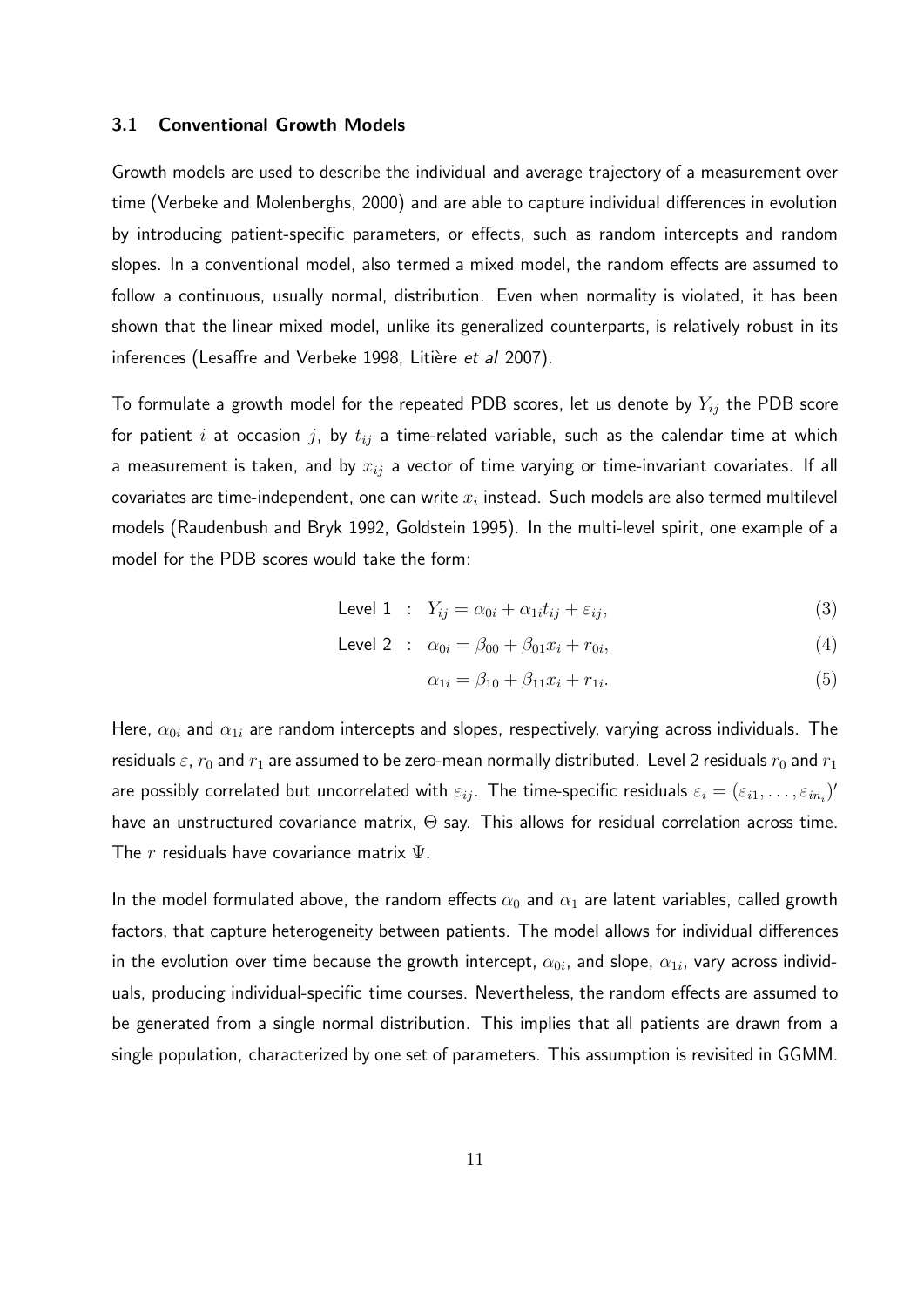### 3.1 Conventional Growth Models

Growth models are used to describe the individual and average trajectory of a measurement over time (Verbeke and Molenberghs, 2000) and are able to capture individual differences in evolution by introducing patient-specific parameters, or effects, such as random intercepts and random slopes. In a conventional model, also termed a mixed model, the random effects are assumed to follow a continuous, usually normal, distribution. Even when normality is violated, it has been shown that the linear mixed model, unlike its generalized counterparts, is relatively robust in its inferences (Lesaffre and Verbeke 1998, Litière *et al* 2007).

To formulate a growth model for the repeated PDB scores, let us denote by $Y_{ij}$ the PDB score for patient $i$ at occasion $j$, by $t_{ij}$ a time-related variable, such as the calendar time at which a measurement is taken, and by $x_{ij}$ a vector of time varying or time-invariant covariates. If all covariates are time-independent, one can write $x_i$ instead. Such models are also termed multilevel models (Raudenbush and Bryk 1992, Goldstein 1995). In the multi-level spirit, one example of a model for the PDB scores would take the form:

$$\text{Level 1} \quad : \quad Y_{ij} = \alpha_{0i} + \alpha_{1i} t_{ij} + \varepsilon_{ij}, \tag{3}$$

$$\text{Level 2} \quad : \quad \alpha_{0i} = \beta_{00} + \beta_{01} x_i + r_{0i}, \tag{4}$$

$$\alpha_{1i} = \beta_{10} + \beta_{11} x_i + r_{1i}. \tag{5}$$

Here, $\alpha_{0i}$ and $\alpha_{1i}$ are random intercepts and slopes, respectively, varying across individuals. The residuals $\varepsilon$, $r_0$ and $r_1$ are assumed to be zero-mean normally distributed. Level 2 residuals $r_0$ and $r_1$ are possibly correlated but uncorrelated with $\varepsilon_{ij}$. The time-specific residuals $\varepsilon_i = (\varepsilon_{i1}, \ldots, \varepsilon_{in_i})'$ have an unstructured covariance matrix, $\Theta$ say. This allows for residual correlation across time. The $r$ residuals have covariance matrix $\Psi$.

In the model formulated above, the random effects $\alpha_0$ and $\alpha_1$ are latent variables, called growth factors, that capture heterogeneity between patients. The model allows for individual differences in the evolution over time because the growth intercept, $\alpha_{0i}$, and slope, $\alpha_{1i}$, vary across individuals, producing individual-specific time courses. Nevertheless, the random effects are assumed to be generated from a single normal distribution. This implies that all patients are drawn from a single population, characterized by one set of parameters. This assumption is revisited in GGMM.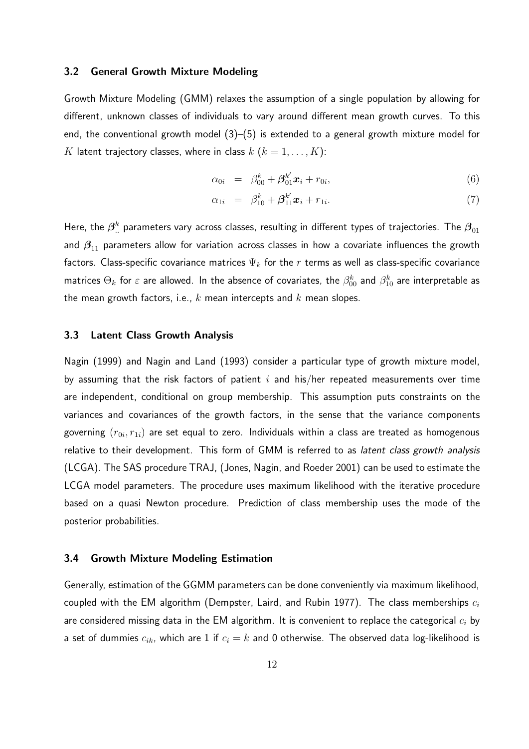### 3.2 General Growth Mixture Modeling

Growth Mixture Modeling (GMM) relaxes the assumption of a single population by allowing for different, unknown classes of individuals to vary around different mean growth curves. To this end, the conventional growth model (3)–(5) is extended to a general growth mixture model for $K$ latent trajectory classes, where in class $k$ $(k = 1, \ldots, K)$:

$$\alpha_{0i} = \beta_{00}^k + \boldsymbol{\beta}_{01}^{k'} \boldsymbol{x}_i + r_{0i}, \tag{6}$$

$$\alpha_{1i} = \beta_{10}^k + \boldsymbol{\beta}_{11}^{k'} \boldsymbol{x}_i + r_{1i}. \tag{7}$$

Here, the $\boldsymbol{\beta}_{..}^k$ parameters vary across classes, resulting in different types of trajectories. The $\boldsymbol{\beta}_{01}$ and $\boldsymbol{\beta}_{11}$ parameters allow for variation across classes in how a covariate influences the growth factors. Class-specific covariance matrices $\Psi_k$ for the $r$ terms as well as class-specific covariance matrices $\Theta_k$ for $\varepsilon$ are allowed. In the absence of covariates, the $\beta_{00}^k$ and $\beta_{10}^k$ are interpretable as the mean growth factors, i.e., $k$ mean intercepts and $k$ mean slopes.

### 3.3 Latent Class Growth Analysis

Nagin (1999) and Nagin and Land (1993) consider a particular type of growth mixture model, by assuming that the risk factors of patient $i$ and his/her repeated measurements over time are independent, conditional on group membership. This assumption puts constraints on the variances and covariances of the growth factors, in the sense that the variance components governing $(r_{0i}, r_{1i})$ are set equal to zero. Individuals within a class are treated as homogenous relative to their development. This form of GMM is referred to as *latent class growth analysis* (LCGA). The SAS procedure TRAJ, (Jones, Nagin, and Roeder 2001) can be used to estimate the LCGA model parameters. The procedure uses maximum likelihood with the iterative procedure based on a quasi Newton procedure. Prediction of class membership uses the mode of the posterior probabilities.

### 3.4 Growth Mixture Modeling Estimation

Generally, estimation of the GGMM parameters can be done conveniently via maximum likelihood, coupled with the EM algorithm (Dempster, Laird, and Rubin 1977). The class memberships $c_i$ are considered missing data in the EM algorithm. It is convenient to replace the categorical $c_i$ by a set of dummies $c_{ik}$, which are 1 if $c_i = k$ and 0 otherwise. The observed data log-likelihood is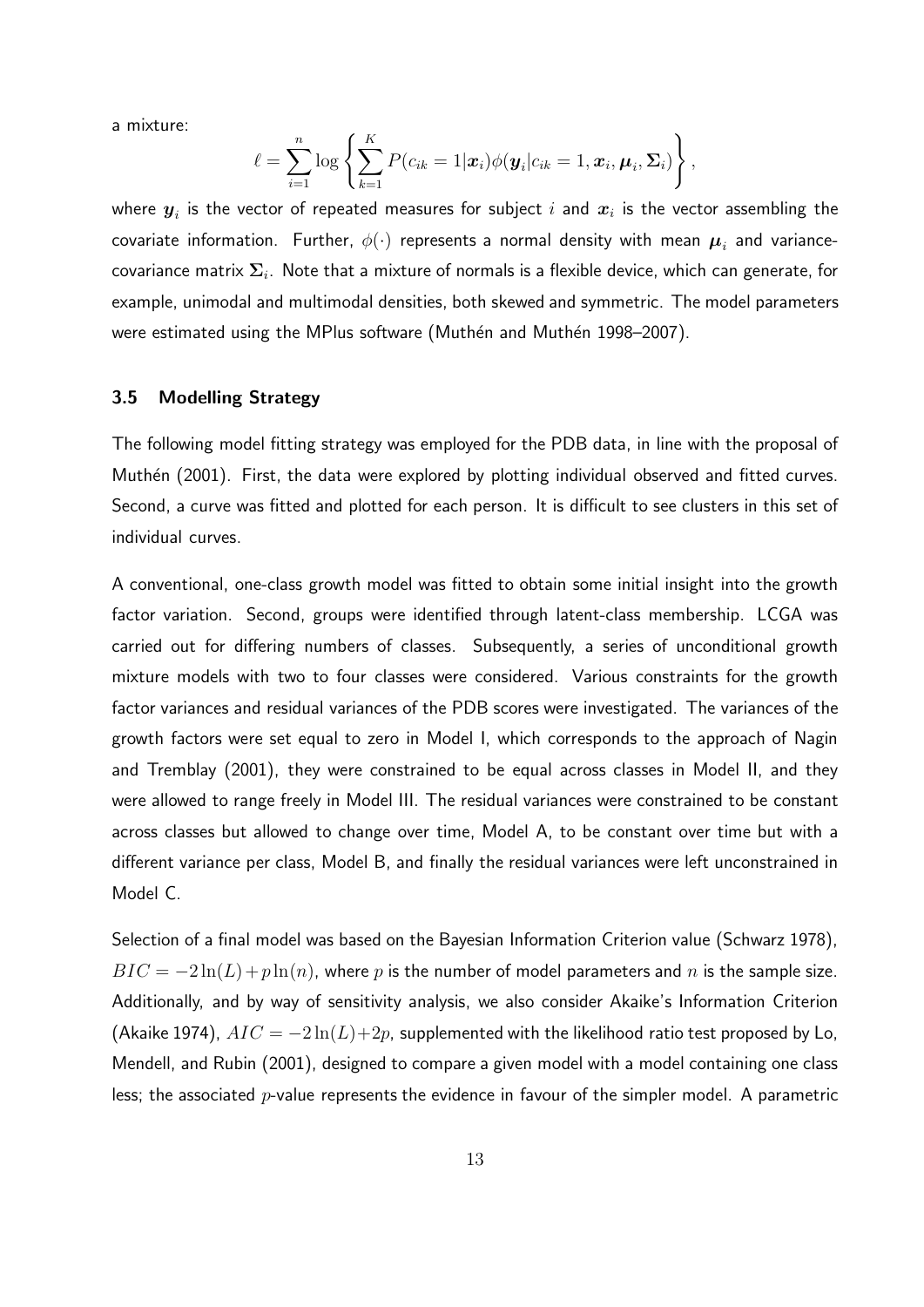a mixture:

$$\ell = \sum_{i=1}^{n} \log \left\{ \sum_{k=1}^{K} P(c_{ik} = 1 | \boldsymbol{x}_i) \phi(\boldsymbol{y}_i | c_{ik} = 1, \boldsymbol{x}_i, \boldsymbol{\mu}_i, \boldsymbol{\Sigma}_i) \right\},$$

where $\boldsymbol{y}_i$ is the vector of repeated measures for subject $i$ and $\boldsymbol{x}_i$ is the vector assembling the covariate information. Further, $\phi(\cdot)$ represents a normal density with mean $\boldsymbol{\mu}_i$ and variance-covariance matrix $\boldsymbol{\Sigma}_i$. Note that a mixture of normals is a flexible device, which can generate, for example, unimodal and multimodal densities, both skewed and symmetric. The model parameters were estimated using the MPlus software (Muthén and Muthén 1998–2007).

### 3.5 Modelling Strategy

The following model fitting strategy was employed for the PDB data, in line with the proposal of Muthén (2001). First, the data were explored by plotting individual observed and fitted curves. Second, a curve was fitted and plotted for each person. It is difficult to see clusters in this set of individual curves.

A conventional, one-class growth model was fitted to obtain some initial insight into the growth factor variation. Second, groups were identified through latent-class membership. LCGA was carried out for differing numbers of classes. Subsequently, a series of unconditional growth mixture models with two to four classes were considered. Various constraints for the growth factor variances and residual variances of the PDB scores were investigated. The variances of the growth factors were set equal to zero in Model I, which corresponds to the approach of Nagin and Tremblay (2001), they were constrained to be equal across classes in Model II, and they were allowed to range freely in Model III. The residual variances were constrained to be constant across classes but allowed to change over time, Model A, to be constant over time but with a different variance per class, Model B, and finally the residual variances were left unconstrained in Model C.

Selection of a final model was based on the Bayesian Information Criterion value (Schwarz 1978), $BIC = -2\ln(L) + p\ln(n)$, where $p$ is the number of model parameters and $n$ is the sample size. Additionally, and by way of sensitivity analysis, we also consider Akaike's Information Criterion (Akaike 1974), $AIC = -2\ln(L) + 2p$, supplemented with the likelihood ratio test proposed by Lo, Mendell, and Rubin (2001), designed to compare a given model with a model containing one class less; the associated $p$-value represents the evidence in favour of the simpler model. A parametric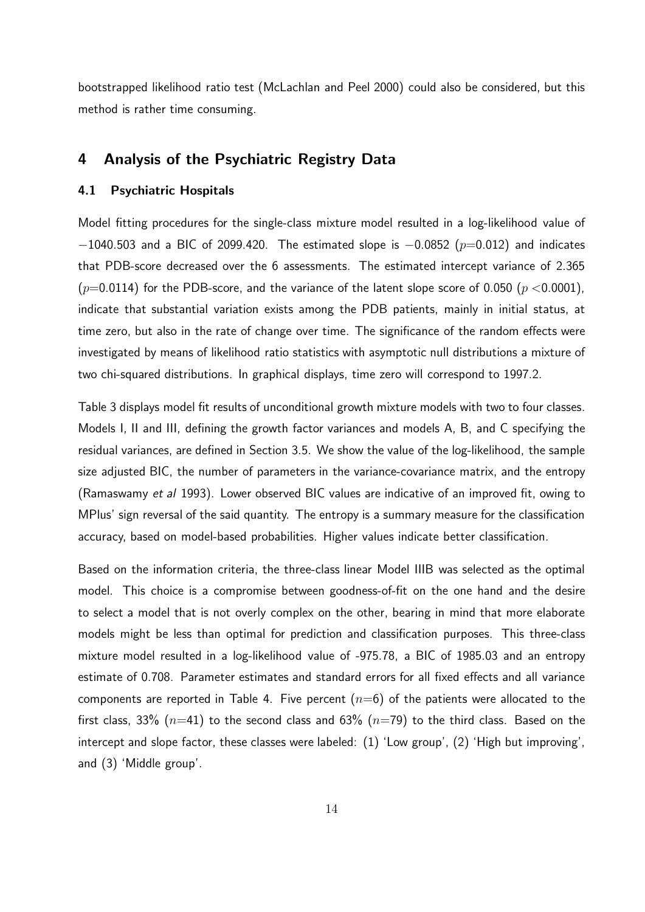bootstrapped likelihood ratio test (McLachlan and Peel 2000) could also be considered, but this method is rather time consuming.

## 4 Analysis of the Psychiatric Registry Data

### 4.1 Psychiatric Hospitals

Model fitting procedures for the single-class mixture model resulted in a log-likelihood value of $-1040.503$ and a BIC of 2099.420. The estimated slope is $-0.0852$ ($p$=0.012) and indicates that PDB-score decreased over the 6 assessments. The estimated intercept variance of 2.365 ($p$=0.0114) for the PDB-score, and the variance of the latent slope score of 0.050 ($p$ <0.0001), indicate that substantial variation exists among the PDB patients, mainly in initial status, at time zero, but also in the rate of change over time. The significance of the random effects were investigated by means of likelihood ratio statistics with asymptotic null distributions a mixture of two chi-squared distributions. In graphical displays, time zero will correspond to 1997.2.

Table 3 displays model fit results of unconditional growth mixture models with two to four classes. Models I, II and III, defining the growth factor variances and models A, B, and C specifying the residual variances, are defined in Section 3.5. We show the value of the log-likelihood, the sample size adjusted BIC, the number of parameters in the variance-covariance matrix, and the entropy (Ramaswamy *et al* 1993). Lower observed BIC values are indicative of an improved fit, owing to MPlus' sign reversal of the said quantity. The entropy is a summary measure for the classification accuracy, based on model-based probabilities. Higher values indicate better classification.

Based on the information criteria, the three-class linear Model IIIB was selected as the optimal model. This choice is a compromise between goodness-of-fit on the one hand and the desire to select a model that is not overly complex on the other, bearing in mind that more elaborate models might be less than optimal for prediction and classification purposes. This three-class mixture model resulted in a log-likelihood value of -975.78, a BIC of 1985.03 and an entropy estimate of 0.708. Parameter estimates and standard errors for all fixed effects and all variance components are reported in Table 4. Five percent ($n$=6) of the patients were allocated to the first class, 33% ($n$=41) to the second class and 63% ($n$=79) to the third class. Based on the intercept and slope factor, these classes were labeled: (1) 'Low group', (2) 'High but improving', and (3) 'Middle group'.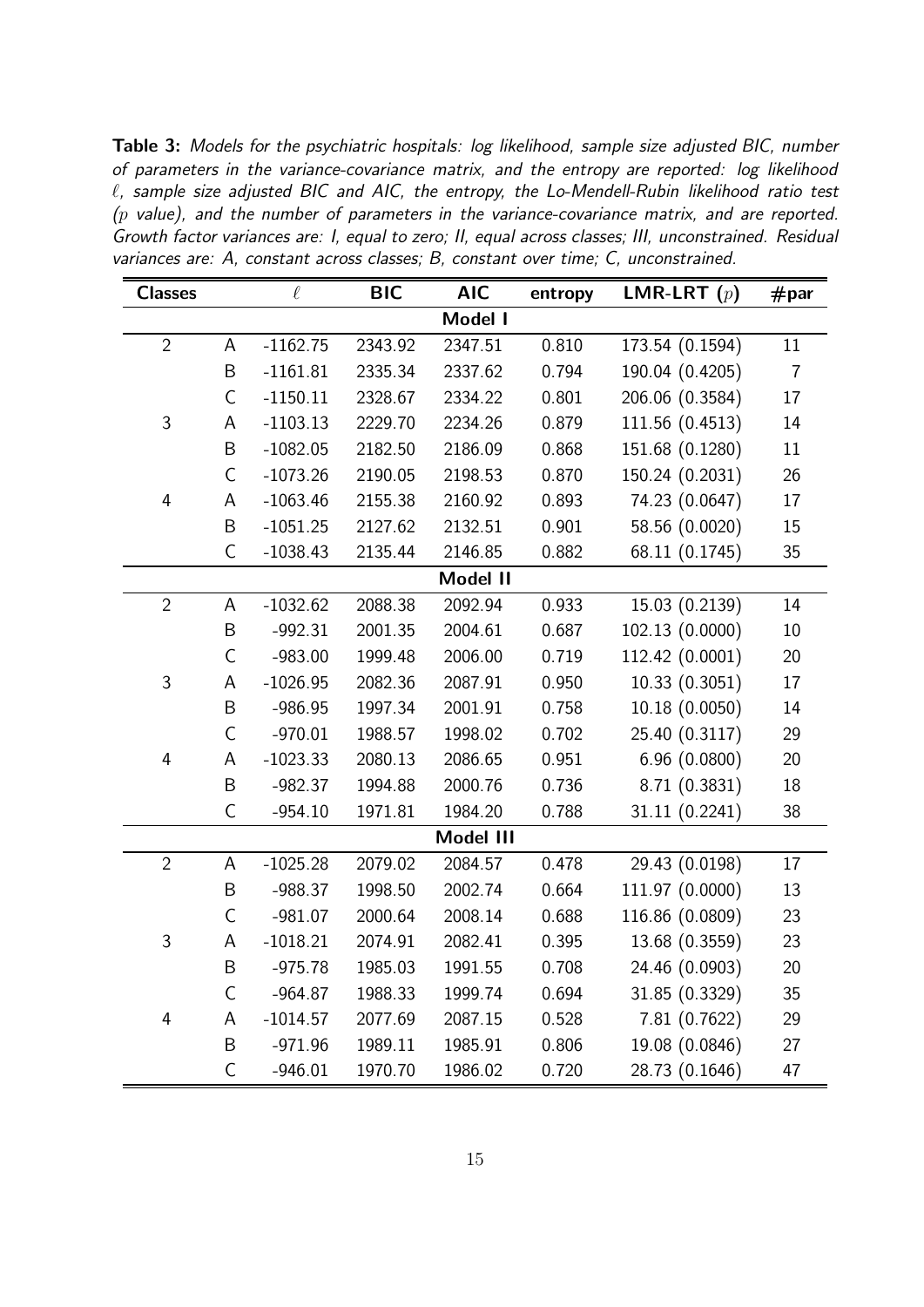**Table 3:** *Models for the psychiatric hospitals: log likelihood, sample size adjusted BIC, number of parameters in the variance-covariance matrix, and the entropy are reported: log likelihood $\ell$, sample size adjusted BIC and AIC, the entropy, the Lo-Mendell-Rubin likelihood ratio test ($p$ value), and the number of parameters in the variance-covariance matrix, and are reported. Growth factor variances are: I, equal to zero; II, equal across classes; III, unconstrained. Residual variances are: A, constant across classes; B, constant over time; C, unconstrained.*

| Classes | | $\ell$ | BIC | AIC | entropy | LMR-LRT ($p$) | #par |
|---|---|---|---|---|---|---|---|
| **Model I** | | | | | | | |
| 2 | A | -1162.75 | 2343.92 | 2347.51 | 0.810 | 173.54 (0.1594) | 11 |
| | B | -1161.81 | 2335.34 | 2337.62 | 0.794 | 190.04 (0.4205) | 7 |
| | C | -1150.11 | 2328.67 | 2334.22 | 0.801 | 206.06 (0.3584) | 17 |
| 3 | A | -1103.13 | 2229.70 | 2234.26 | 0.879 | 111.56 (0.4513) | 14 |
| | B | -1082.05 | 2182.50 | 2186.09 | 0.868 | 151.68 (0.1280) | 11 |
| | C | -1073.26 | 2190.05 | 2198.53 | 0.870 | 150.24 (0.2031) | 26 |
| 4 | A | -1063.46 | 2155.38 | 2160.92 | 0.893 | 74.23 (0.0647) | 17 |
| | B | -1051.25 | 2127.62 | 2132.51 | 0.901 | 58.56 (0.0020) | 15 |
| | C | -1038.43 | 2135.44 | 2146.85 | 0.882 | 68.11 (0.1745) | 35 |
| **Model II** | | | | | | | |
| 2 | A | -1032.62 | 2088.38 | 2092.94 | 0.933 | 15.03 (0.2139) | 14 |
| | B | -992.31 | 2001.35 | 2004.61 | 0.687 | 102.13 (0.0000) | 10 |
| | C | -983.00 | 1999.48 | 2006.00 | 0.719 | 112.42 (0.0001) | 20 |
| 3 | A | -1026.95 | 2082.36 | 2087.91 | 0.950 | 10.33 (0.3051) | 17 |
| | B | -986.95 | 1997.34 | 2001.91 | 0.758 | 10.18 (0.0050) | 14 |
| | C | -970.01 | 1988.57 | 1998.02 | 0.702 | 25.40 (0.3117) | 29 |
| 4 | A | -1023.33 | 2080.13 | 2086.65 | 0.951 | 6.96 (0.0800) | 20 |
| | B | -982.37 | 1994.88 | 2000.76 | 0.736 | 8.71 (0.3831) | 18 |
| | C | -954.10 | 1971.81 | 1984.20 | 0.788 | 31.11 (0.2241) | 38 |
| **Model III** | | | | | | | |
| 2 | A | -1025.28 | 2079.02 | 2084.57 | 0.478 | 29.43 (0.0198) | 17 |
| | B | -988.37 | 1998.50 | 2002.74 | 0.664 | 111.97 (0.0000) | 13 |
| | C | -981.07 | 2000.64 | 2008.14 | 0.688 | 116.86 (0.0809) | 23 |
| 3 | A | -1018.21 | 2074.91 | 2082.41 | 0.395 | 13.68 (0.3559) | 23 |
| | B | -975.78 | 1985.03 | 1991.55 | 0.708 | 24.46 (0.0903) | 20 |
| | C | -964.87 | 1988.33 | 1999.74 | 0.694 | 31.85 (0.3329) | 35 |
| 4 | A | -1014.57 | 2077.69 | 2087.15 | 0.528 | 7.81 (0.7622) | 29 |
| | B | -971.96 | 1989.11 | 1985.91 | 0.806 | 19.08 (0.0846) | 27 |
| | C | -946.01 | 1970.70 | 1986.02 | 0.720 | 28.73 (0.1646) | 47 |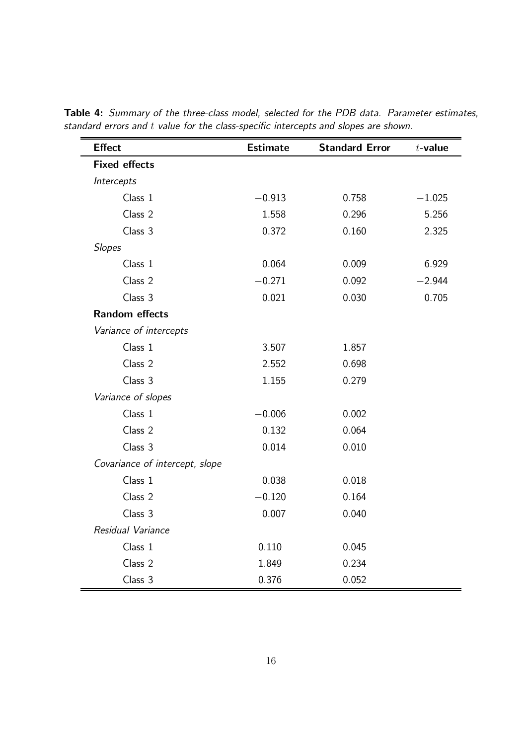**Table 4:** *Summary of the three-class model, selected for the PDB data. Parameter estimates, standard errors and $t$ value for the class-specific intercepts and slopes are shown.*

| Effect | Estimate | Standard Error | $t$-value |
|---|---|---|---|
| **Fixed effects** | | | |
| *Intercepts* | | | |
| Class 1 | $-0.913$ | 0.758 | $-1.025$ |
| Class 2 | 1.558 | 0.296 | 5.256 |
| Class 3 | 0.372 | 0.160 | 2.325 |
| *Slopes* | | | |
| Class 1 | 0.064 | 0.009 | 6.929 |
| Class 2 | $-0.271$ | 0.092 | $-2.944$ |
| Class 3 | 0.021 | 0.030 | 0.705 |
| **Random effects** | | | |
| *Variance of intercepts* | | | |
| Class 1 | 3.507 | 1.857 | |
| Class 2 | 2.552 | 0.698 | |
| Class 3 | 1.155 | 0.279 | |
| *Variance of slopes* | | | |
| Class 1 | $-0.006$ | 0.002 | |
| Class 2 | 0.132 | 0.064 | |
| Class 3 | 0.014 | 0.010 | |
| *Covariance of intercept, slope* | | | |
| Class 1 | 0.038 | 0.018 | |
| Class 2 | $-0.120$ | 0.164 | |
| Class 3 | 0.007 | 0.040 | |
| *Residual Variance* | | | |
| Class 1 | 0.110 | 0.045 | |
| Class 2 | 1.849 | 0.234 | |
| Class 3 | 0.376 | 0.052 | |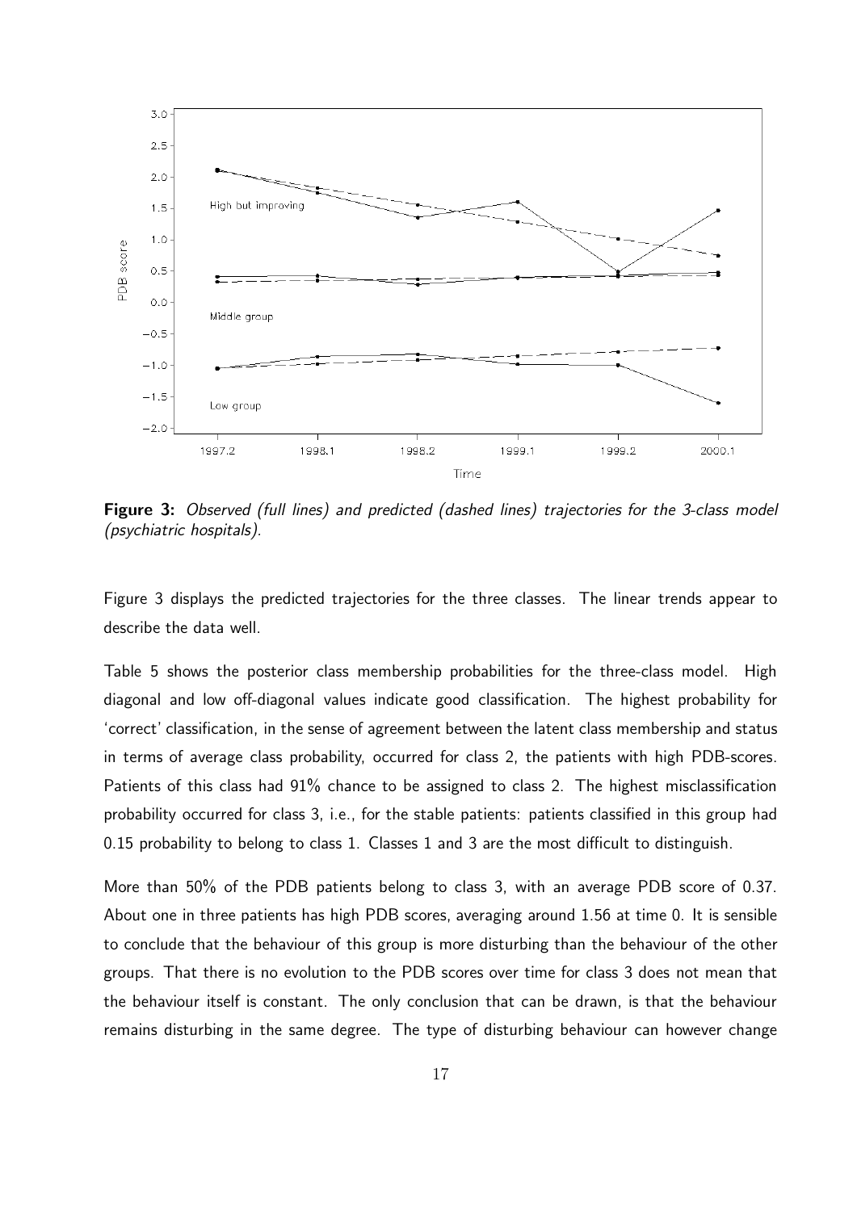**Figure 3:** *Observed (full lines) and predicted (dashed lines) trajectories for the 3-class model (psychiatric hospitals).*

Figure 3 displays the predicted trajectories for the three classes. The linear trends appear to describe the data well.

Table 5 shows the posterior class membership probabilities for the three-class model. High diagonal and low off-diagonal values indicate good classification. The highest probability for 'correct' classification, in the sense of agreement between the latent class membership and status in terms of average class probability, occurred for class 2, the patients with high PDB-scores. Patients of this class had 91% chance to be assigned to class 2. The highest misclassification probability occurred for class 3, i.e., for the stable patients: patients classified in this group had 0.15 probability to belong to class 1. Classes 1 and 3 are the most difficult to distinguish.

More than 50% of the PDB patients belong to class 3, with an average PDB score of 0.37. About one in three patients has high PDB scores, averaging around 1.56 at time 0. It is sensible to conclude that the behaviour of this group is more disturbing than the behaviour of the other groups. That there is no evolution to the PDB scores over time for class 3 does not mean that the behaviour itself is constant. The only conclusion that can be drawn, is that the behaviour remains disturbing in the same degree. The type of disturbing behaviour can however change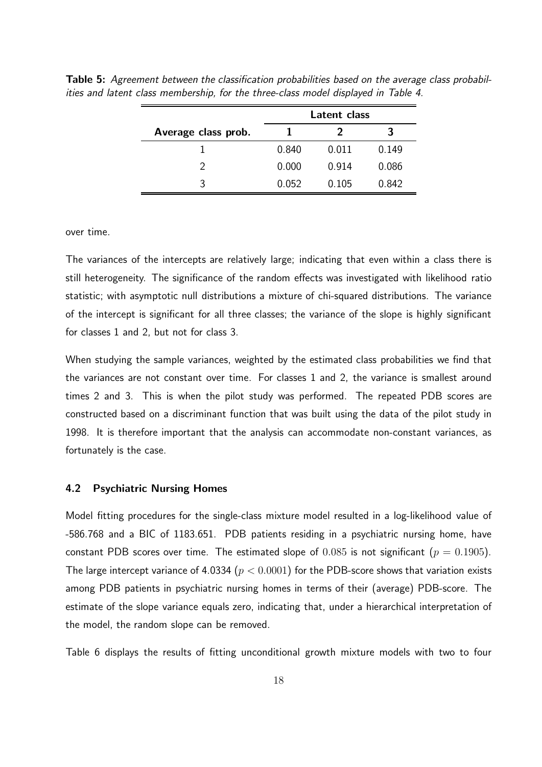**Table 5:** *Agreement between the classification probabilities based on the average class probabilities and latent class membership, for the three-class model displayed in Table 4.*

| | Latent class | | |
|---|---|---|---|
| **Average class prob.** | **1** | **2** | **3** |
| 1 | 0.840 | 0.011 | 0.149 |
| 2 | 0.000 | 0.914 | 0.086 |
| 3 | 0.052 | 0.105 | 0.842 |

over time.

The variances of the intercepts are relatively large; indicating that even within a class there is still heterogeneity. The significance of the random effects was investigated with likelihood ratio statistic; with asymptotic null distributions a mixture of chi-squared distributions. The variance of the intercept is significant for all three classes; the variance of the slope is highly significant for classes 1 and 2, but not for class 3.

When studying the sample variances, weighted by the estimated class probabilities we find that the variances are not constant over time. For classes 1 and 2, the variance is smallest around times 2 and 3. This is when the pilot study was performed. The repeated PDB scores are constructed based on a discriminant function that was built using the data of the pilot study in 1998. It is therefore important that the analysis can accommodate non-constant variances, as fortunately is the case.

### 4.2 Psychiatric Nursing Homes

Model fitting procedures for the single-class mixture model resulted in a log-likelihood value of -586.768 and a BIC of 1183.651. PDB patients residing in a psychiatric nursing home, have constant PDB scores over time. The estimated slope of $0.085$ is not significant ($p = 0.1905$). The large intercept variance of 4.0334 ($p < 0.0001$) for the PDB-score shows that variation exists among PDB patients in psychiatric nursing homes in terms of their (average) PDB-score. The estimate of the slope variance equals zero, indicating that, under a hierarchical interpretation of the model, the random slope can be removed.

Table 6 displays the results of fitting unconditional growth mixture models with two to four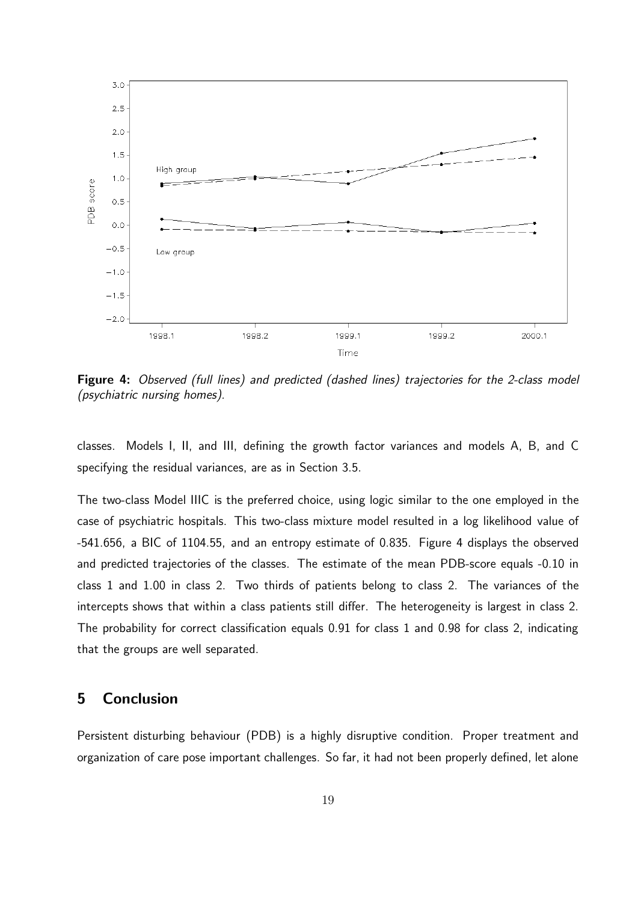**Figure 4:** *Observed (full lines) and predicted (dashed lines) trajectories for the 2-class model (psychiatric nursing homes).*

classes. Models I, II, and III, defining the growth factor variances and models A, B, and C specifying the residual variances, are as in Section 3.5.

The two-class Model IIIC is the preferred choice, using logic similar to the one employed in the case of psychiatric hospitals. This two-class mixture model resulted in a log likelihood value of -541.656, a BIC of 1104.55, and an entropy estimate of 0.835. Figure 4 displays the observed and predicted trajectories of the classes. The estimate of the mean PDB-score equals -0.10 in class 1 and 1.00 in class 2. Two thirds of patients belong to class 2. The variances of the intercepts shows that within a class patients still differ. The heterogeneity is largest in class 2. The probability for correct classification equals 0.91 for class 1 and 0.98 for class 2, indicating that the groups are well separated.

## 5 Conclusion

Persistent disturbing behaviour (PDB) is a highly disruptive condition. Proper treatment and organization of care pose important challenges. So far, it had not been properly defined, let alone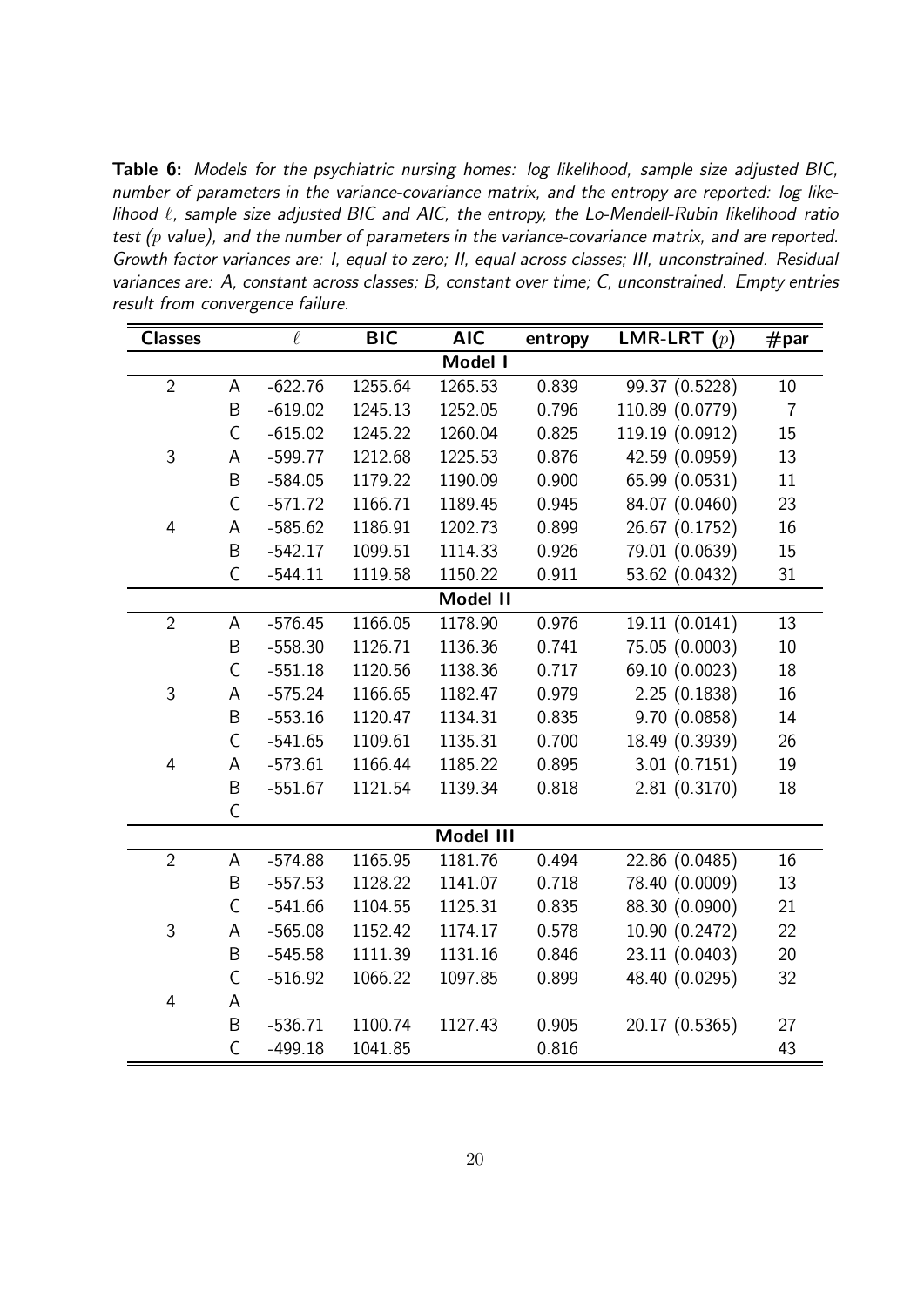**Table 6:** *Models for the psychiatric nursing homes: log likelihood, sample size adjusted BIC, number of parameters in the variance-covariance matrix, and the entropy are reported: log likelihood $\ell$, sample size adjusted BIC and AIC, the entropy, the Lo-Mendell-Rubin likelihood ratio test ($p$ value), and the number of parameters in the variance-covariance matrix, and are reported. Growth factor variances are: I, equal to zero; II, equal across classes; III, unconstrained. Residual variances are: A, constant across classes; B, constant over time; C, unconstrained. Empty entries result from convergence failure.*

| Classes | | $\ell$ | BIC | AIC | entropy | LMR-LRT ($p$) | #par |
|---|---|---|---|---|---|---|---|
| | | | | **Model I** | | | |
| 2 | A | -622.76 | 1255.64 | 1265.53 | 0.839 | 99.37 (0.5228) | 10 |
| | B | -619.02 | 1245.13 | 1252.05 | 0.796 | 110.89 (0.0779) | 7 |
| | C | -615.02 | 1245.22 | 1260.04 | 0.825 | 119.19 (0.0912) | 15 |
| 3 | A | -599.77 | 1212.68 | 1225.53 | 0.876 | 42.59 (0.0959) | 13 |
| | B | -584.05 | 1179.22 | 1190.09 | 0.900 | 65.99 (0.0531) | 11 |
| | C | -571.72 | 1166.71 | 1189.45 | 0.945 | 84.07 (0.0460) | 23 |
| 4 | A | -585.62 | 1186.91 | 1202.73 | 0.899 | 26.67 (0.1752) | 16 |
| | B | -542.17 | 1099.51 | 1114.33 | 0.926 | 79.01 (0.0639) | 15 |
| | C | -544.11 | 1119.58 | 1150.22 | 0.911 | 53.62 (0.0432) | 31 |
| | | | | **Model II** | | | |
| 2 | A | -576.45 | 1166.05 | 1178.90 | 0.976 | 19.11 (0.0141) | 13 |
| | B | -558.30 | 1126.71 | 1136.36 | 0.741 | 75.05 (0.0003) | 10 |
| | C | -551.18 | 1120.56 | 1138.36 | 0.717 | 69.10 (0.0023) | 18 |
| 3 | A | -575.24 | 1166.65 | 1182.47 | 0.979 | 2.25 (0.1838) | 16 |
| | B | -553.16 | 1120.47 | 1134.31 | 0.835 | 9.70 (0.0858) | 14 |
| | C | -541.65 | 1109.61 | 1135.31 | 0.700 | 18.49 (0.3939) | 26 |
| 4 | A | -573.61 | 1166.44 | 1185.22 | 0.895 | 3.01 (0.7151) | 19 |
| | B | -551.67 | 1121.54 | 1139.34 | 0.818 | 2.81 (0.3170) | 18 |
| | C | | | | | | |
| | | | | **Model III** | | | |
| 2 | A | -574.88 | 1165.95 | 1181.76 | 0.494 | 22.86 (0.0485) | 16 |
| | B | -557.53 | 1128.22 | 1141.07 | 0.718 | 78.40 (0.0009) | 13 |
| | C | -541.66 | 1104.55 | 1125.31 | 0.835 | 88.30 (0.0900) | 21 |
| 3 | A | -565.08 | 1152.42 | 1174.17 | 0.578 | 10.90 (0.2472) | 22 |
| | B | -545.58 | 1111.39 | 1131.16 | 0.846 | 23.11 (0.0403) | 20 |
| | C | -516.92 | 1066.22 | 1097.85 | 0.899 | 48.40 (0.0295) | 32 |
| 4 | A | | | | | | |
| | B | -536.71 | 1100.74 | 1127.43 | 0.905 | 20.17 (0.5365) | 27 |
| | C | -499.18 | 1041.85 | | 0.816 | | 43 |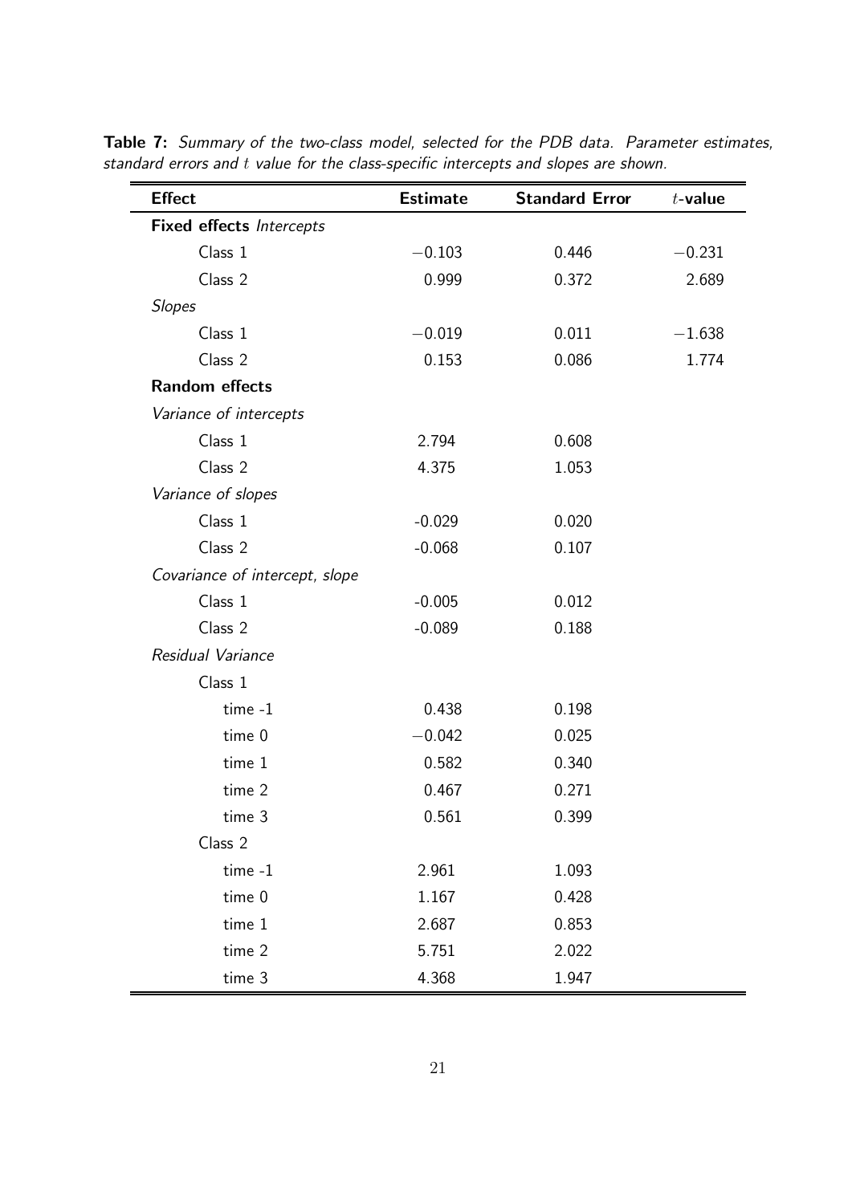**Table 7:** *Summary of the two-class model, selected for the PDB data. Parameter estimates, standard errors and $t$ value for the class-specific intercepts and slopes are shown.*

| **Effect** | **Estimate** | **Standard Error** | $t$**-value** |
|---|---|---|---|
| **Fixed effects** *Intercepts* | | | |
| Class 1 | $-0.103$ | 0.446 | $-0.231$ |
| Class 2 | 0.999 | 0.372 | 2.689 |
| *Slopes* | | | |
| Class 1 | $-0.019$ | 0.011 | $-1.638$ |
| Class 2 | 0.153 | 0.086 | 1.774 |
| **Random effects** | | | |
| *Variance of intercepts* | | | |
| Class 1 | 2.794 | 0.608 | |
| Class 2 | 4.375 | 1.053 | |
| *Variance of slopes* | | | |
| Class 1 | -0.029 | 0.020 | |
| Class 2 | -0.068 | 0.107 | |
| *Covariance of intercept, slope* | | | |
| Class 1 | -0.005 | 0.012 | |
| Class 2 | -0.089 | 0.188 | |
| *Residual Variance* | | | |
| Class 1 | | | |
| time -1 | 0.438 | 0.198 | |
| time 0 | $-0.042$ | 0.025 | |
| time 1 | 0.582 | 0.340 | |
| time 2 | 0.467 | 0.271 | |
| time 3 | 0.561 | 0.399 | |
| Class 2 | | | |
| time -1 | 2.961 | 1.093 | |
| time 0 | 1.167 | 0.428 | |
| time 1 | 2.687 | 0.853 | |
| time 2 | 5.751 | 2.022 | |
| time 3 | 4.368 | 1.947 | |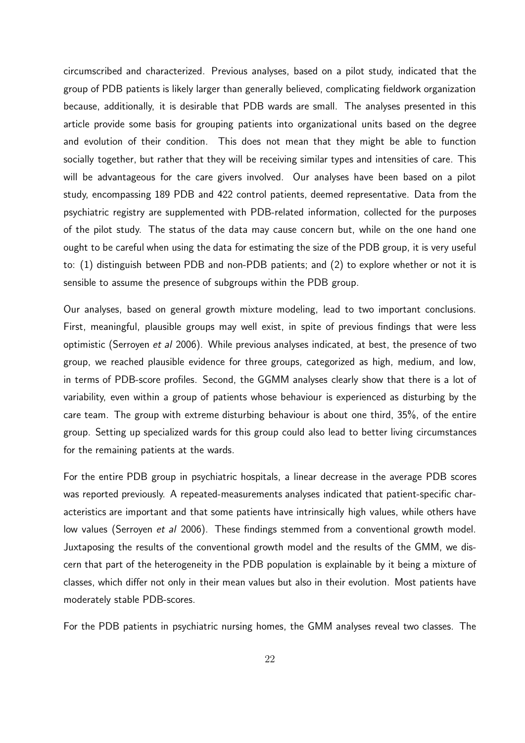circumscribed and characterized. Previous analyses, based on a pilot study, indicated that the group of PDB patients is likely larger than generally believed, complicating fieldwork organization because, additionally, it is desirable that PDB wards are small. The analyses presented in this article provide some basis for grouping patients into organizational units based on the degree and evolution of their condition. This does not mean that they might be able to function socially together, but rather that they will be receiving similar types and intensities of care. This will be advantageous for the care givers involved. Our analyses have been based on a pilot study, encompassing 189 PDB and 422 control patients, deemed representative. Data from the psychiatric registry are supplemented with PDB-related information, collected for the purposes of the pilot study. The status of the data may cause concern but, while on the one hand one ought to be careful when using the data for estimating the size of the PDB group, it is very useful to: (1) distinguish between PDB and non-PDB patients; and (2) to explore whether or not it is sensible to assume the presence of subgroups within the PDB group.

Our analyses, based on general growth mixture modeling, lead to two important conclusions. First, meaningful, plausible groups may well exist, in spite of previous findings that were less optimistic (Serroyen *et al* 2006). While previous analyses indicated, at best, the presence of two group, we reached plausible evidence for three groups, categorized as high, medium, and low, in terms of PDB-score profiles. Second, the GGMM analyses clearly show that there is a lot of variability, even within a group of patients whose behaviour is experienced as disturbing by the care team. The group with extreme disturbing behaviour is about one third, 35%, of the entire group. Setting up specialized wards for this group could also lead to better living circumstances for the remaining patients at the wards.

For the entire PDB group in psychiatric hospitals, a linear decrease in the average PDB scores was reported previously. A repeated-measurements analyses indicated that patient-specific characteristics are important and that some patients have intrinsically high values, while others have low values (Serroyen *et al* 2006). These findings stemmed from a conventional growth model. Juxtaposing the results of the conventional growth model and the results of the GMM, we discern that part of the heterogeneity in the PDB population is explainable by it being a mixture of classes, which differ not only in their mean values but also in their evolution. Most patients have moderately stable PDB-scores.

For the PDB patients in psychiatric nursing homes, the GMM analyses reveal two classes. The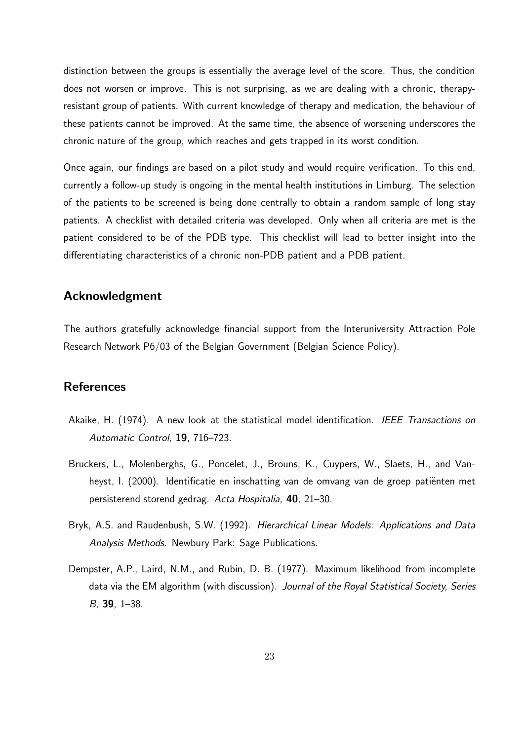distinction between the groups is essentially the average level of the score. Thus, the condition does not worsen or improve. This is not surprising, as we are dealing with a chronic, therapy-resistant group of patients. With current knowledge of therapy and medication, the behaviour of these patients cannot be improved. At the same time, the absence of worsening underscores the chronic nature of the group, which reaches and gets trapped in its worst condition.

Once again, our findings are based on a pilot study and would require verification. To this end, currently a follow-up study is ongoing in the mental health institutions in Limburg. The selection of the patients to be screened is being done centrally to obtain a random sample of long stay patients. A checklist with detailed criteria was developed. Only when all criteria are met is the patient considered to be of the PDB type. This checklist will lead to better insight into the differentiating characteristics of a chronic non-PDB patient and a PDB patient.

## Acknowledgment

The authors gratefully acknowledge financial support from the Interuniversity Attraction Pole Research Network P6/03 of the Belgian Government (Belgian Science Policy).

## References

Akaike, H. (1974). A new look at the statistical model identification. *IEEE Transactions on Automatic Control*, **19**, 716–723.

Bruckers, L., Molenberghs, G., Poncelet, J., Brouns, K., Cuypers, W., Slaets, H., and Vanheyst, I. (2000). Identificatie en inschatting van de omvang van de groep patiënten met persisterend storend gedrag. *Acta Hospitalia*, **40**, 21–30.

Bryk, A.S. and Raudenbush, S.W. (1992). *Hierarchical Linear Models: Applications and Data Analysis Methods.* Newbury Park: Sage Publications.

Dempster, A.P., Laird, N.M., and Rubin, D. B. (1977). Maximum likelihood from incomplete data via the EM algorithm (with discussion). *Journal of the Royal Statistical Society, Series B*, **39**, 1–38.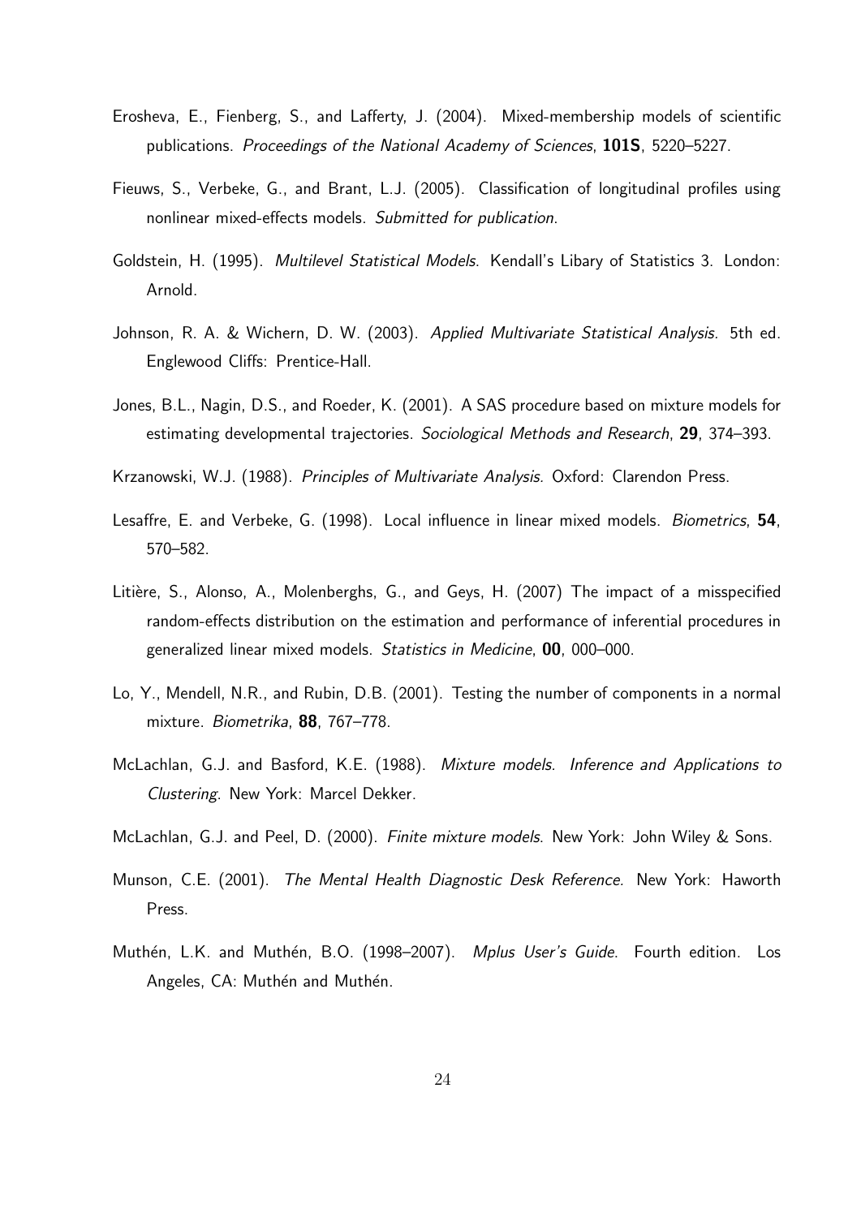Erosheva, E., Fienberg, S., and Lafferty, J. (2004). Mixed-membership models of scientific publications. *Proceedings of the National Academy of Sciences*, **101S**, 5220–5227.

Fieuws, S., Verbeke, G., and Brant, L.J. (2005). Classification of longitudinal profiles using nonlinear mixed-effects models. *Submitted for publication*.

Goldstein, H. (1995). *Multilevel Statistical Models*. Kendall's Libary of Statistics 3. London: Arnold.

Johnson, R. A. & Wichern, D. W. (2003). *Applied Multivariate Statistical Analysis.* 5th ed. Englewood Cliffs: Prentice-Hall.

Jones, B.L., Nagin, D.S., and Roeder, K. (2001). A SAS procedure based on mixture models for estimating developmental trajectories. *Sociological Methods and Research*, **29**, 374–393.

Krzanowski, W.J. (1988). *Principles of Multivariate Analysis.* Oxford: Clarendon Press.

Lesaffre, E. and Verbeke, G. (1998). Local influence in linear mixed models. *Biometrics*, **54**, 570–582.

Litière, S., Alonso, A., Molenberghs, G., and Geys, H. (2007) The impact of a misspecified random-effects distribution on the estimation and performance of inferential procedures in generalized linear mixed models. *Statistics in Medicine*, **00**, 000–000.

Lo, Y., Mendell, N.R., and Rubin, D.B. (2001). Testing the number of components in a normal mixture. *Biometrika*, **88**, 767–778.

McLachlan, G.J. and Basford, K.E. (1988). *Mixture models. Inference and Applications to Clustering*. New York: Marcel Dekker.

McLachlan, G.J. and Peel, D. (2000). *Finite mixture models.* New York: John Wiley & Sons.

Munson, C.E. (2001). *The Mental Health Diagnostic Desk Reference.* New York: Haworth Press.

Muthén, L.K. and Muthén, B.O. (1998–2007). *Mplus User's Guide*. Fourth edition. Los Angeles, CA: Muthén and Muthén.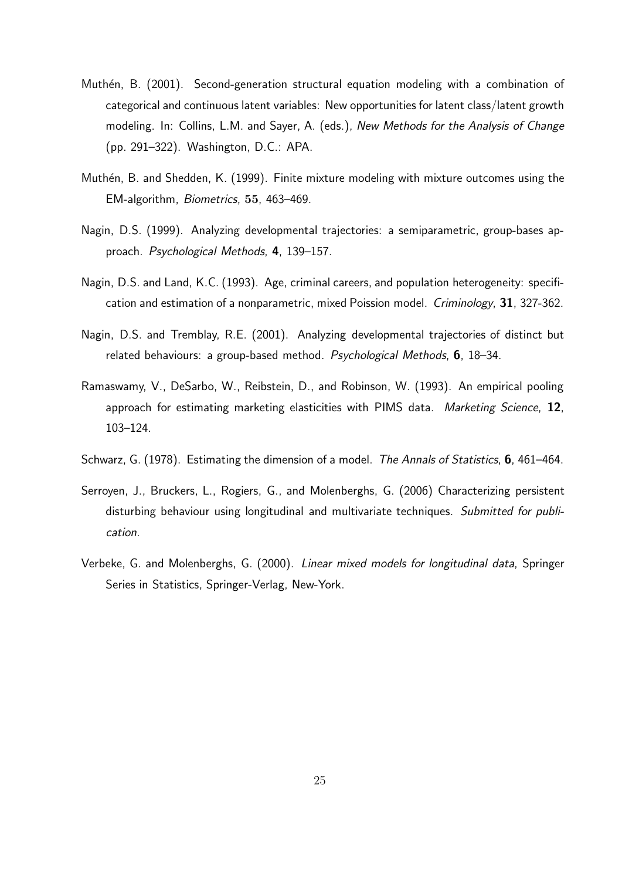Muthén, B. (2001). Second-generation structural equation modeling with a combination of categorical and continuous latent variables: New opportunities for latent class/latent growth modeling. In: Collins, L.M. and Sayer, A. (eds.), *New Methods for the Analysis of Change* (pp. 291–322). Washington, D.C.: APA.

Muthén, B. and Shedden, K. (1999). Finite mixture modeling with mixture outcomes using the EM-algorithm, *Biometrics*, **55**, 463–469.

Nagin, D.S. (1999). Analyzing developmental trajectories: a semiparametric, group-bases approach. *Psychological Methods*, **4**, 139–157.

Nagin, D.S. and Land, K.C. (1993). Age, criminal careers, and population heterogeneity: specification and estimation of a nonparametric, mixed Poission model. *Criminology*, **31**, 327-362.

Nagin, D.S. and Tremblay, R.E. (2001). Analyzing developmental trajectories of distinct but related behaviours: a group-based method. *Psychological Methods*, **6**, 18–34.

Ramaswamy, V., DeSarbo, W., Reibstein, D., and Robinson, W. (1993). An empirical pooling approach for estimating marketing elasticities with PIMS data. *Marketing Science*, **12**, 103–124.

Schwarz, G. (1978). Estimating the dimension of a model. *The Annals of Statistics*, **6**, 461–464.

Serroyen, J., Bruckers, L., Rogiers, G., and Molenberghs, G. (2006) Characterizing persistent disturbing behaviour using longitudinal and multivariate techniques. *Submitted for publication*.

Verbeke, G. and Molenberghs, G. (2000). *Linear mixed models for longitudinal data*, Springer Series in Statistics, Springer-Verlag, New-York.